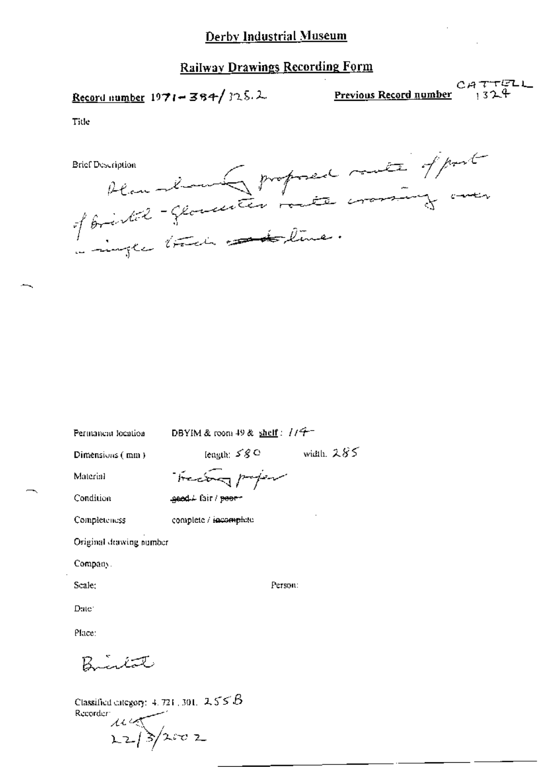# Derby Industrial Museum

## Railway Drawings Recording Form

**Record number** 1971-384/325.2

**Previous Record number** CATTELL 1324

Title

Brief Description

Plan showing proposed route of part of Bristol - Gloucester route crossing over single track line.

Permanent location: DBYIM & room 49 & **shelf**: 114

Dimensions (mm): length: 580 width: 285

Material: Tracing paper

Condition: ~~good~~ / fair / ~~poor~~

Completeness: complete / ~~incomplete~~

Original drawing number

Company:

Scale:

Person:

Date:

Place:

Bristol

Classified category: 4.721.301. 255B

Recorder: 22/3/2002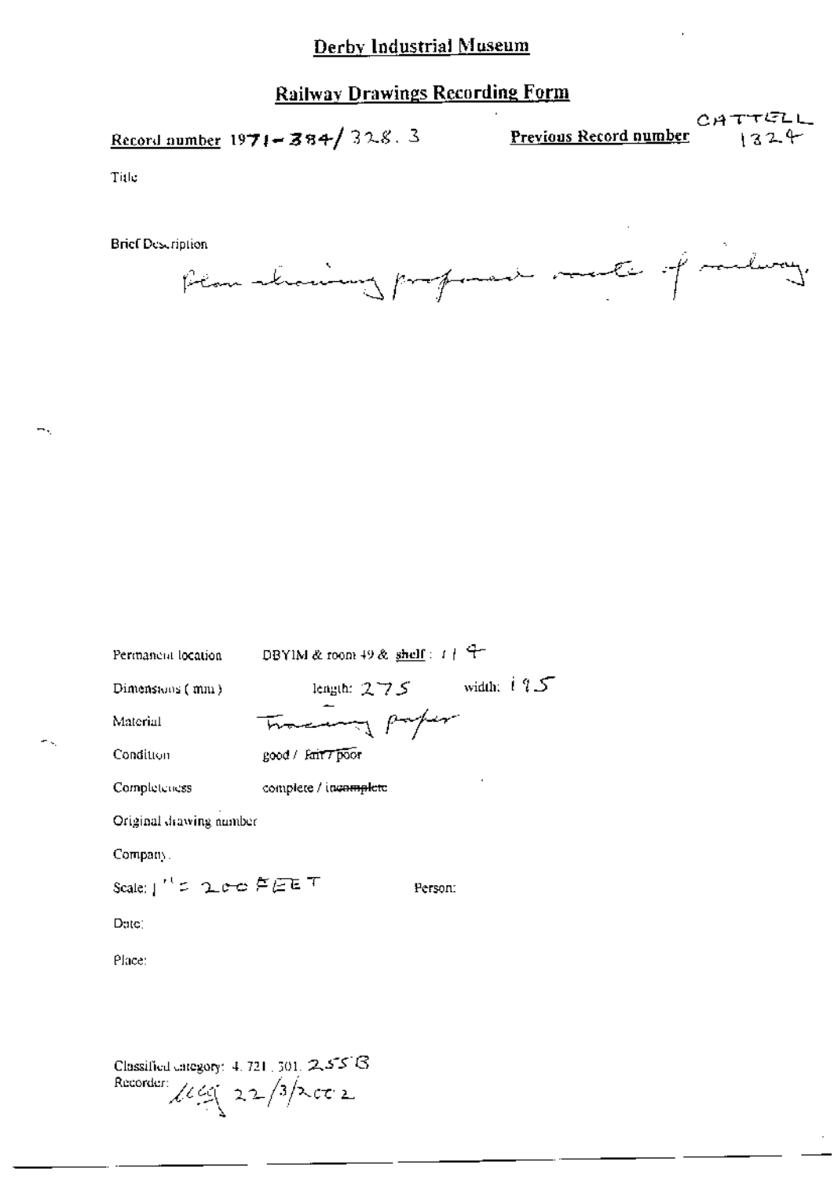# Derby Industrial Museum

## Railway Drawings Recording Form

**Record number** 1971-384/328.3

**Previous Record number** CATTELL 1324

Title

Brief Description

Plan showing proposed route of railway.

Permanent location: DBYIM & room 49 & **shelf**: 114

Dimensions (mm): length: 275 width: 195

Material: Tracing paper

Condition: good / ~~fair / poor~~

Completeness: complete / ~~incomplete~~

Original drawing number

Company:

Scale: 1" = 200 FEET

Person:

Date:

Place:

Classified category: 4.721.301.255B

Recorder: LCG 22/3/2002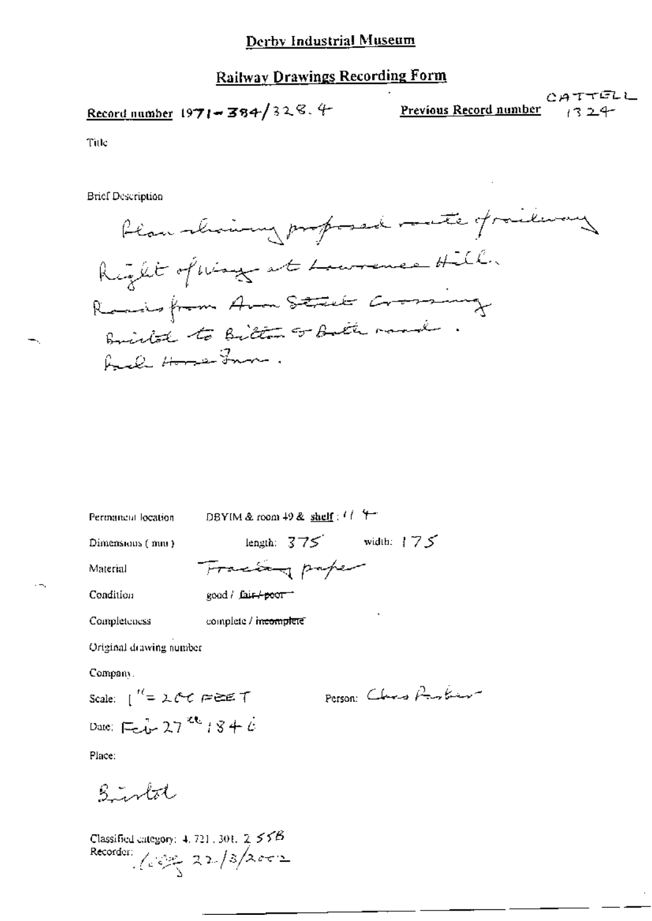Derby Industrial Museum

## Railway Drawings Recording Form

Record number 1971-384/328.4

Previous Record number CATTELL 1324

Title

Brief Description

Plan showing proposed route of railway Right of Way at Lawrence Hill. Runs from Avon Street Crossing Bristol to Bitton & Bath road. Bell Horse Inn.

Permanent location DBYIM & room 49 & shelf: 114

Dimensions (mm) length: 375 width: 175

Material Tracing paper

Condition good / ~~fair / poor~~

Completeness complete / ~~incomplete~~

Original drawing number

Company

Scale: 1" = 200 FEET

Person: Chris Parker

Date: Feb 27th 1846

Place:

Bristol

Classified category: 4. 721. 301. 2 55B

Recorder: 22/3/2002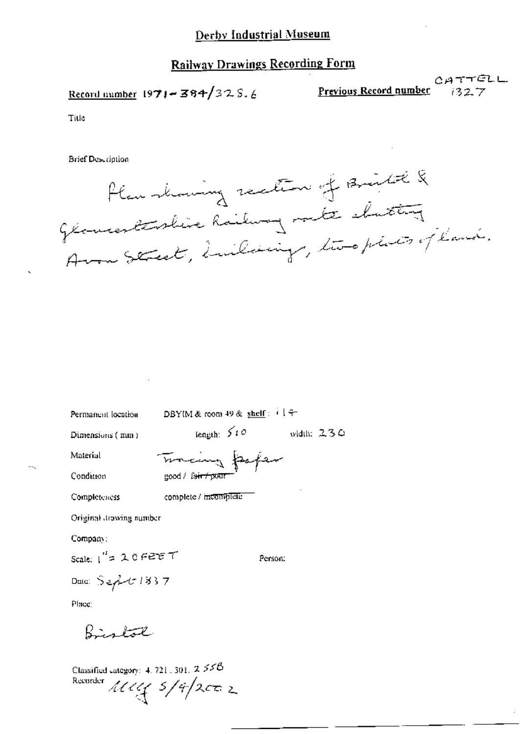# Derby Industrial Museum

## Railway Drawings Recording Form

**Record number** 1971-384/328.6

**Previous Record number** CATTELL 1327

Title

Brief Description

Plan showing section of Bristol & Gloucestershire Railway route abutting Avon Street, buildings, two pieces of land.

Permanent location DBYIM & room 49 & shelf: 114

Dimensions (mm) length: 510 width: 230

Material Tracing paper

Condition good / ~~fair / poor~~

Completeness complete / ~~incomplete~~

Original drawing number

Company:

Scale: 1" = 20 FEET

Person:

Date: Sept 1837

Place:

Bristol

Classified category: 4.721.301.2558

Recorder MMG 5/4/2002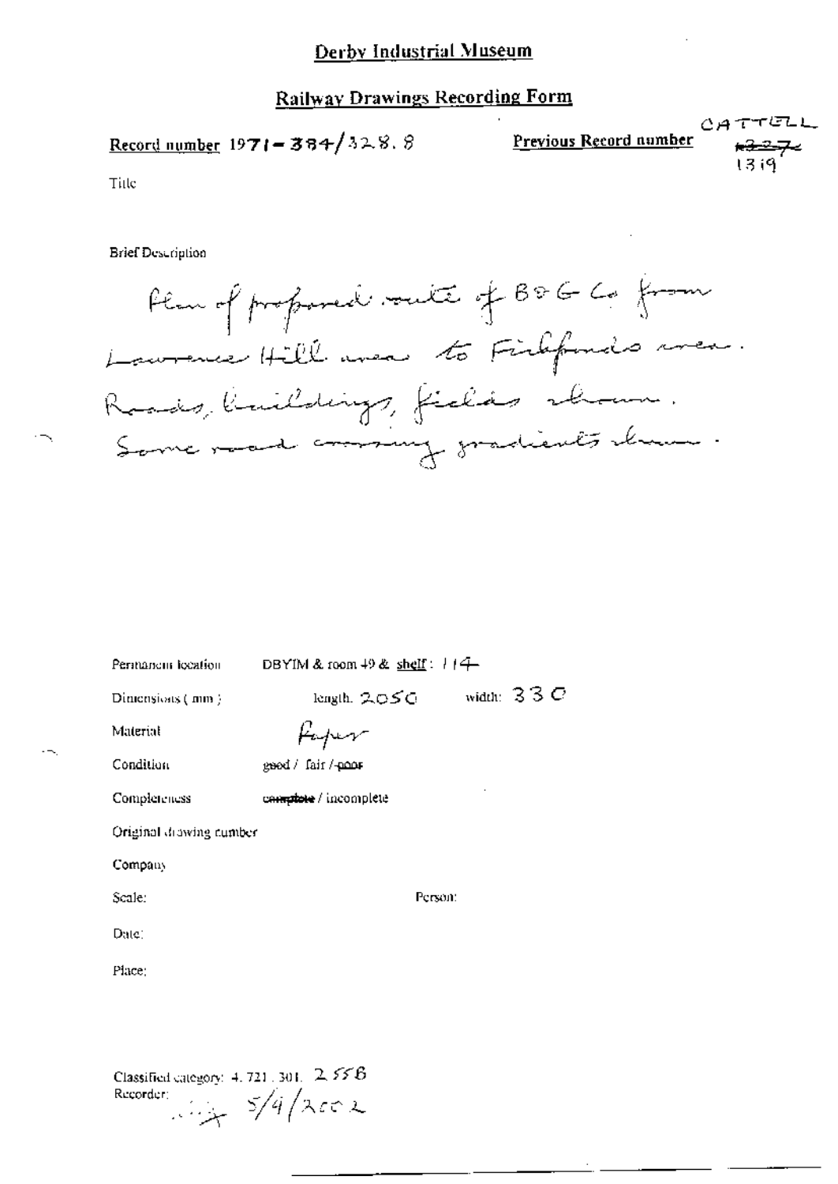# Derby Industrial Museum

## Railway Drawings Recording Form

**Record number** 1971-384/328.8

**Previous Record number** CATTELL ~~1327~~ 1319

Title

Brief Description

Plan of proposed route of B&G Co from Lawrence Hill area to Fishponds area. Roads, buildings, fields shown. Some road crossing gradients shown.

Permanent location: DBYIM & room 49 & shelf: 114

Dimensions (mm): length: 2050 width: 330

Material: Paper

Condition: good / fair / ~~poor~~

Completeness: ~~complete~~ / incomplete

Original drawing number

Company

Scale: Person:

Date:

Place:

Classified category: 4.721.301. 2.55B

Recorder: 5/4/2002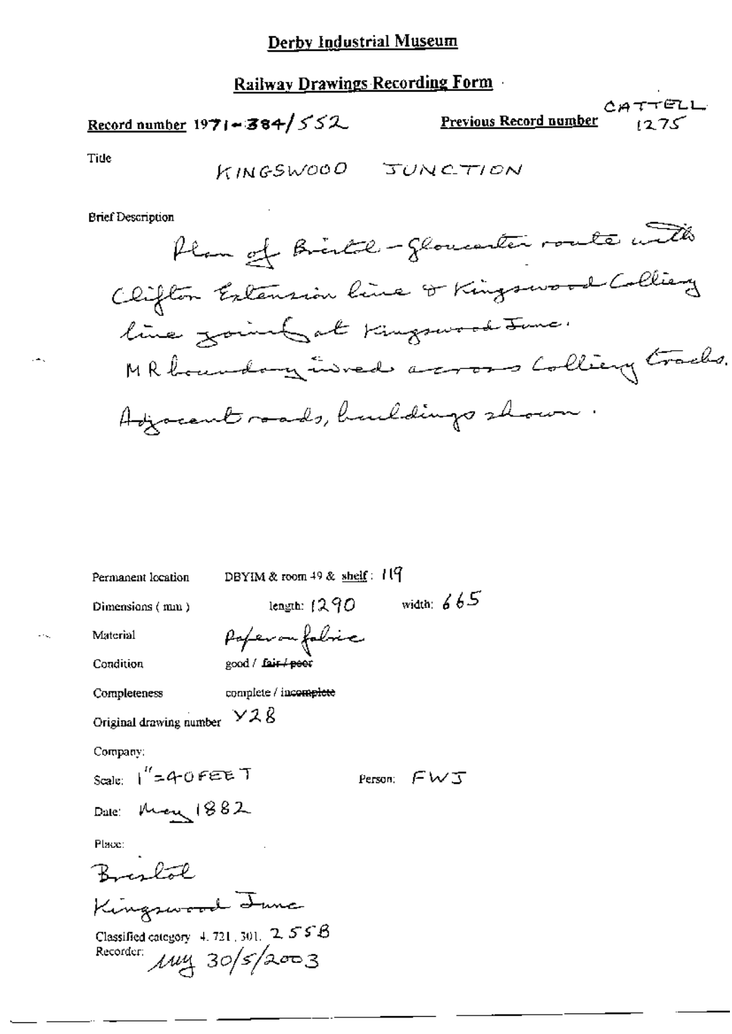# Derby Industrial Museum

## Railway Drawings Recording Form

**Record number** 1971-384/552

**Previous Record number** CATTELL 1275

Title

KINGSWOOD JUNCTION

Brief Description

Plan of Bristol - Gloucester route with Clifton Extension line & Kingswood Colliery line joined at Kingswood Junc. MR boundary inved across Colliery tracks. Adjacent roads, buildings shown.

Permanent location DBYIM & room 49 & shelf: 119

Dimensions (mm) length: 1290 width: 665

Material Paper on fabric

Condition good / ~~fair / poor~~

Completeness complete / ~~incomplete~~

Original drawing number Y28

Company:

Scale: 1" = 40 FEET

Person: FWJ

Date: May 1882

Place:

Bristol

Kingswood Junc

Classified category 4.721.301. 255B

Recorder: my 30/5/2003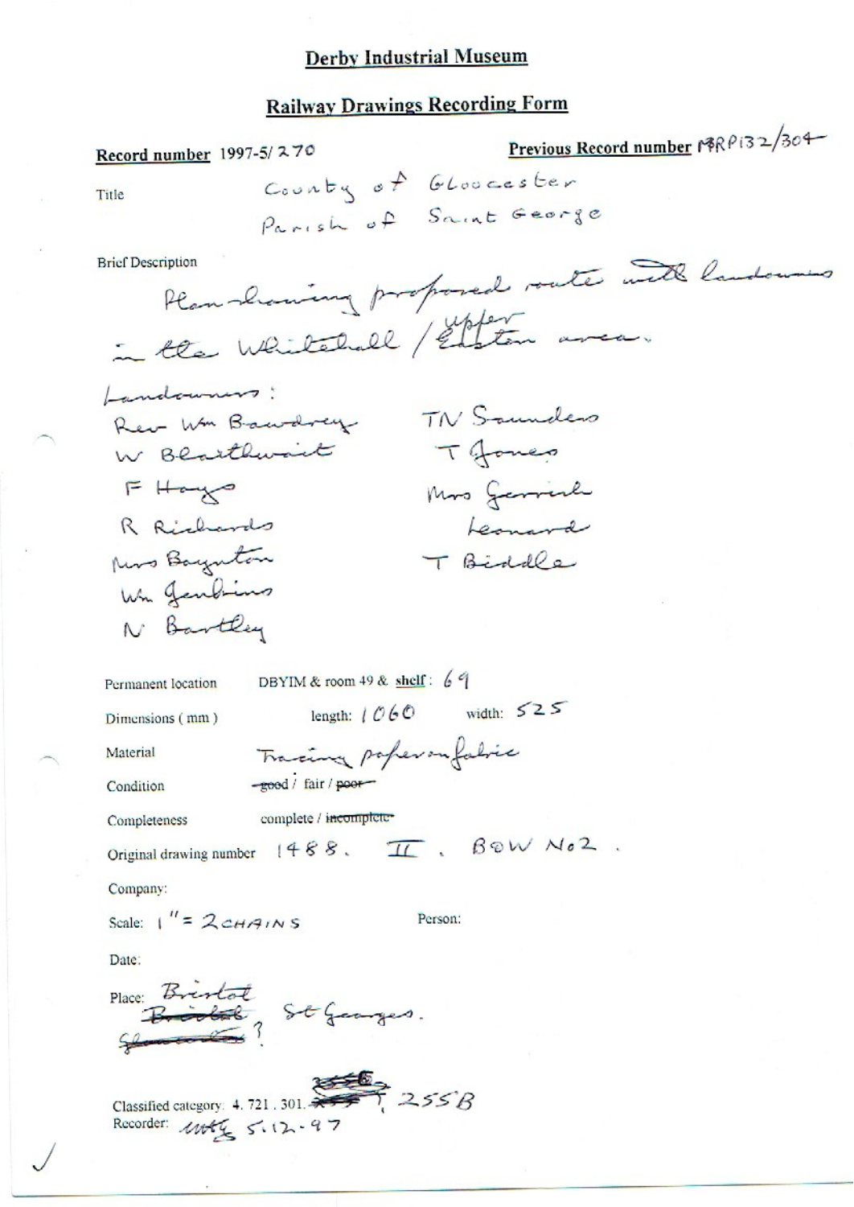# Derby Industrial Museum

## Railway Drawings Recording Form

**Record number** 1997-5/270

**Previous Record number** MRP132/304

Title: County of Gloucester
Parish of Saint George

Brief Description:
Plan showing proposed route with landowners in the Whitehall / Upper Easton area.

Landowners:

- Rev Wm Bawdrey
- W Blathwait
- F Hays
- R Richards
- Mrs Baynton
- Wm Jenkins
- N Bartley
- TN Saunders
- T Jones
- Mrs Gerrish
- Leonard
- T Biddle

Permanent location: DBYIM & room 49 & **shelf**: 69

Dimensions (mm): length: 1060 width: 525

Material: Tracing paper on fabric

Condition: ~~good~~ / fair / ~~poor~~

Completeness: complete / ~~incomplete~~

Original drawing number: 1488. II. BOW No2.

Company:

Scale: 1" = 2 CHAINS

Person:

Date:

Place: Bristol ~~Bristol~~ St Georges. ~~Gloucester~~?

Classified category: 4. 721. 301. ~~255~~, 255B

Recorder: mtg 5.12.97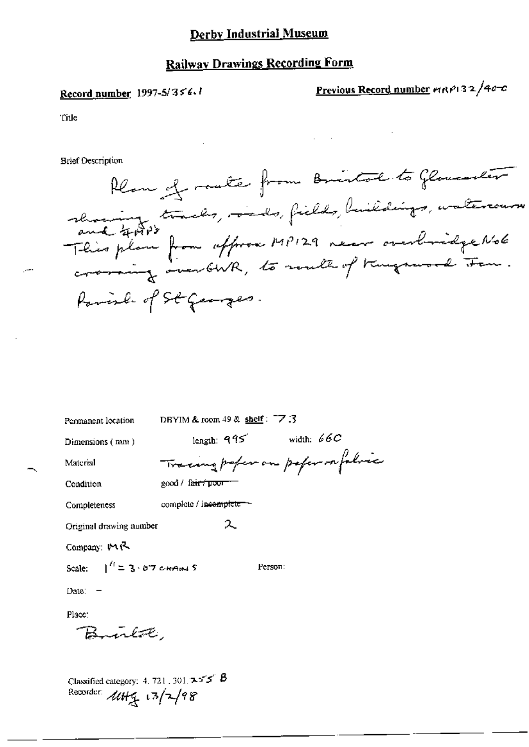# Derby Industrial Museum

## Railway Drawings Recording Form

**Record number** 1997-5/356.1

**Previous Record number** MRP132/40C

Title

Brief Description

Plan of route from Bristol to Gloucester showing tracks, roads, fields, buildings, watercourses and 4MPs.
This plan from approx MP129 near overbridge No6 crossing over GWR, to south of Kingswood Jcn.
Parish of St Georges.

Permanent location: DBYIM & room 49 & **shelf**: 73

Dimensions (mm): length: 995 width: 660

Material: Tracing paper on paper on fabric

Condition: good / ~~fair / poor~~

Completeness: complete / ~~incomplete~~

Original drawing number: 2

Company: MR

Scale: 1" = 3.07 CHAINS

Person:

Date: –

Place:

Bristol,

Classified category: 4. 721. 301. 255 B

Recorder: MHG 13/2/98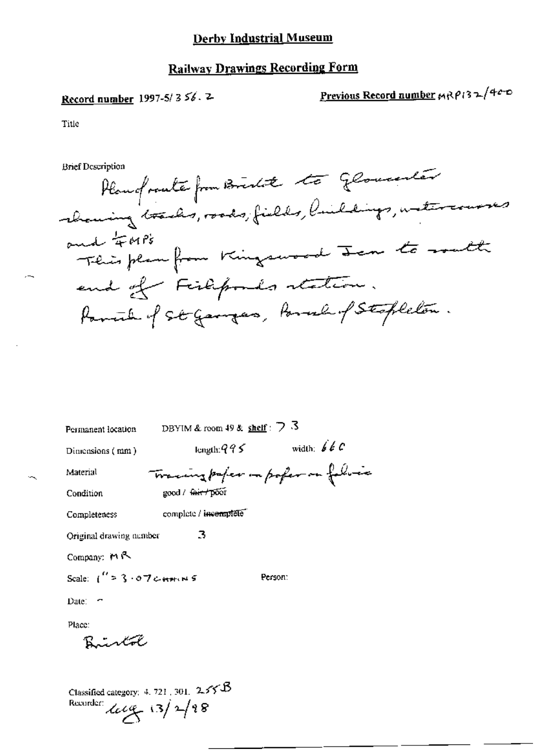# Derby Industrial Museum

## Railway Drawings Recording Form

**Record number** 1997-5/356.2

**Previous Record number** MRP132/400

Title

Brief Description

Plan of route from Bristol to Gloucester showing tracks, roads, fields, buildings, watercourses and ¼ MPs
This plan from Kingswood Jcn to south end of Fishponds station.
Parish of St Georges, Parish of Stapleton.

Permanent location DBYIM & room 49 & shelf: 7.3

Dimensions (mm) length: 995 width: 660

Material Tracing paper on paper on fabric

Condition good / ~~fair / poor~~

Completeness complete / ~~incomplete~~

Original drawing number 3

Company: MR

Scale: 1" = 3.07 CHAINS

Person:

Date: -

Place:

Bristol

Classified category: 4. 721. 301. 255B

Recorder: lug 13/2/98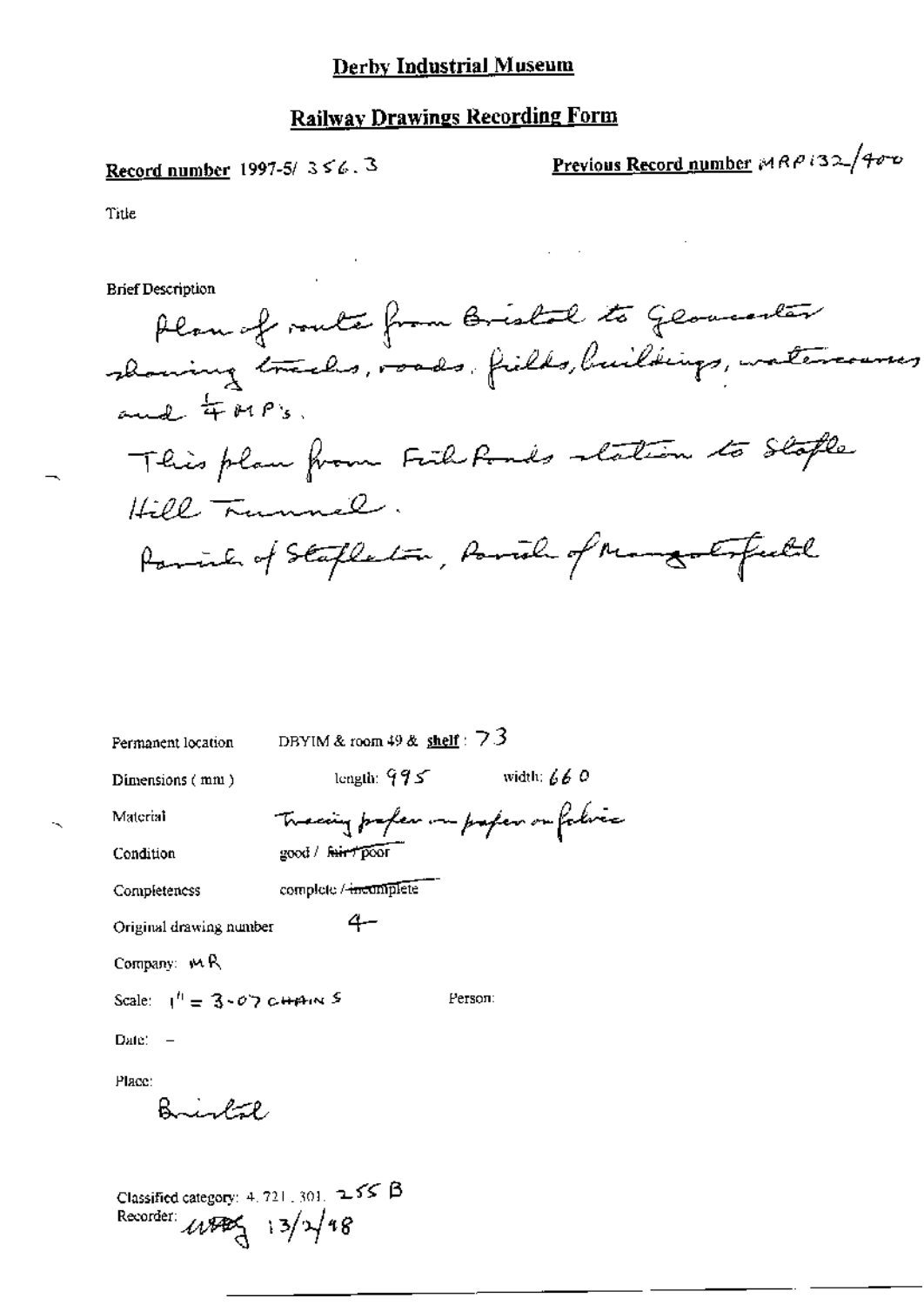# Derby Industrial Museum

## Railway Drawings Recording Form

**Record number** 1997-5/ 356.3

**Previous Record number** MRP132/400

Title

Brief Description

Plan of route from Bristol to Gloucester showing tracks, roads, fields, buildings, watercourses and ¼ MP's.

This plan from Fish Ponds station to Staple Hill Tunnel.

Parish of Stapleton, Parish of Mangotsfield

Permanent location: DBYIM & room 49 & **shelf**: 73

Dimensions (mm): length: 995 width: 660

Material: Tracing paper on paper on fabric

Condition: good / ~~fair / poor~~

Completeness: complete / ~~incomplete~~

Original drawing number: 4

Company: MR

Scale: 1" = 3-07 CHAINS

Person:

Date: –

Place:

Bristol

Classified category: 4. 721. 301. 255 B

Recorder: 13/2/98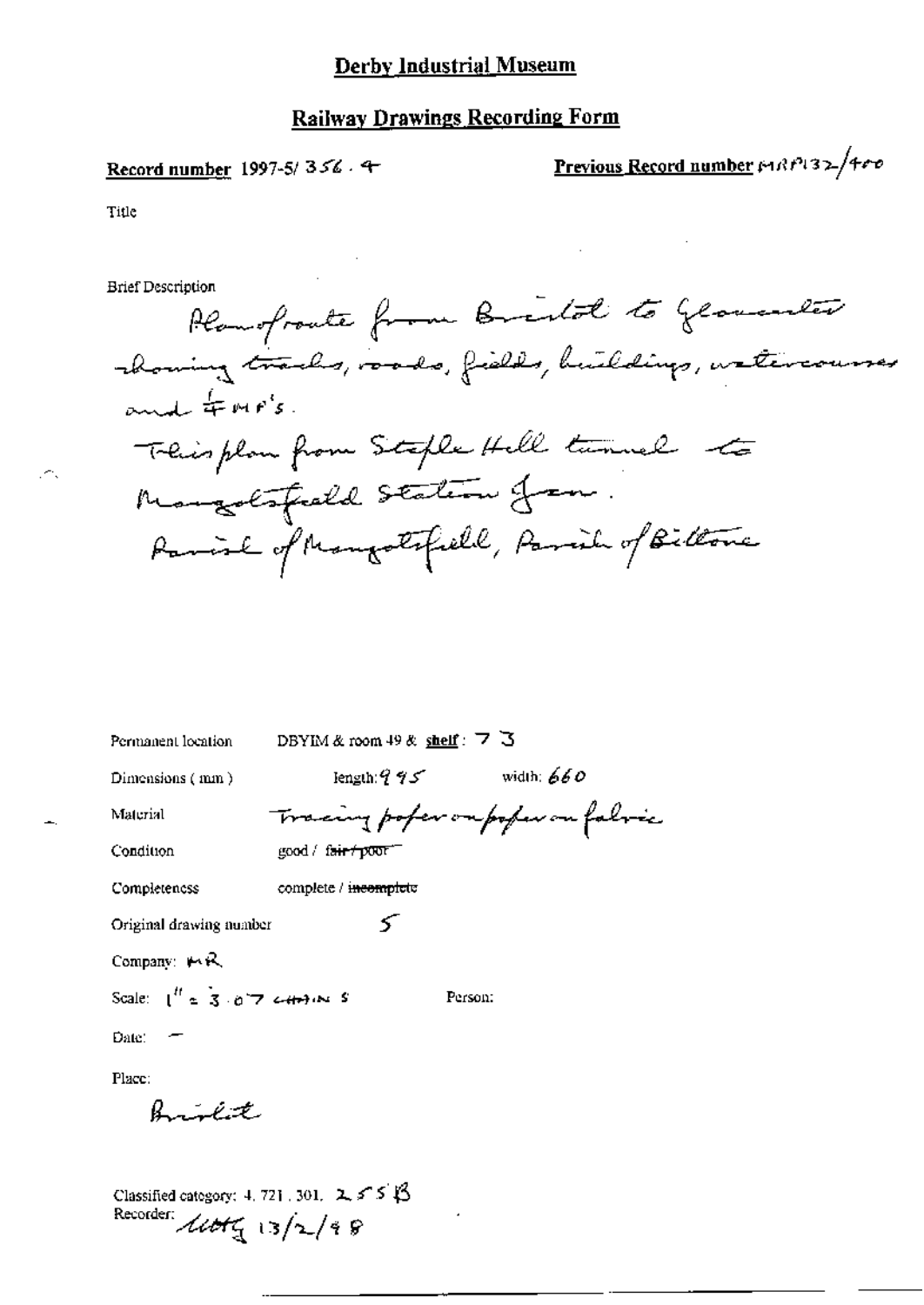# Derby Industrial Museum

## Railway Drawings Recording Form

**Record number** 1997-5/ 356 . 4 **Previous Record number** MRP132/400

Title

Brief Description

Plan of route from Bristol to Gloucester showing tracks, roads, fields, buildings, watercourses and ¼ MP's.

This plan from Staple Hill tunnel to Mangotsfield Station Jcn.

Parish of Mangotsfield, Parish of Bitton

Permanent location DBYIM & room 49 & **shelf**: 73

Dimensions (mm) length: 995 width: 660

Material Tracing paper on paper on fabric

Condition good / ~~fair / poor~~

Completeness complete / ~~incomplete~~

Original drawing number 5

Company: MR

Scale: 1" = 3.07 chains Person:

Date: –

Place:

Bristol

Classified category: 4. 721. 301. 255B

Recorder: [illegible] 13/2/98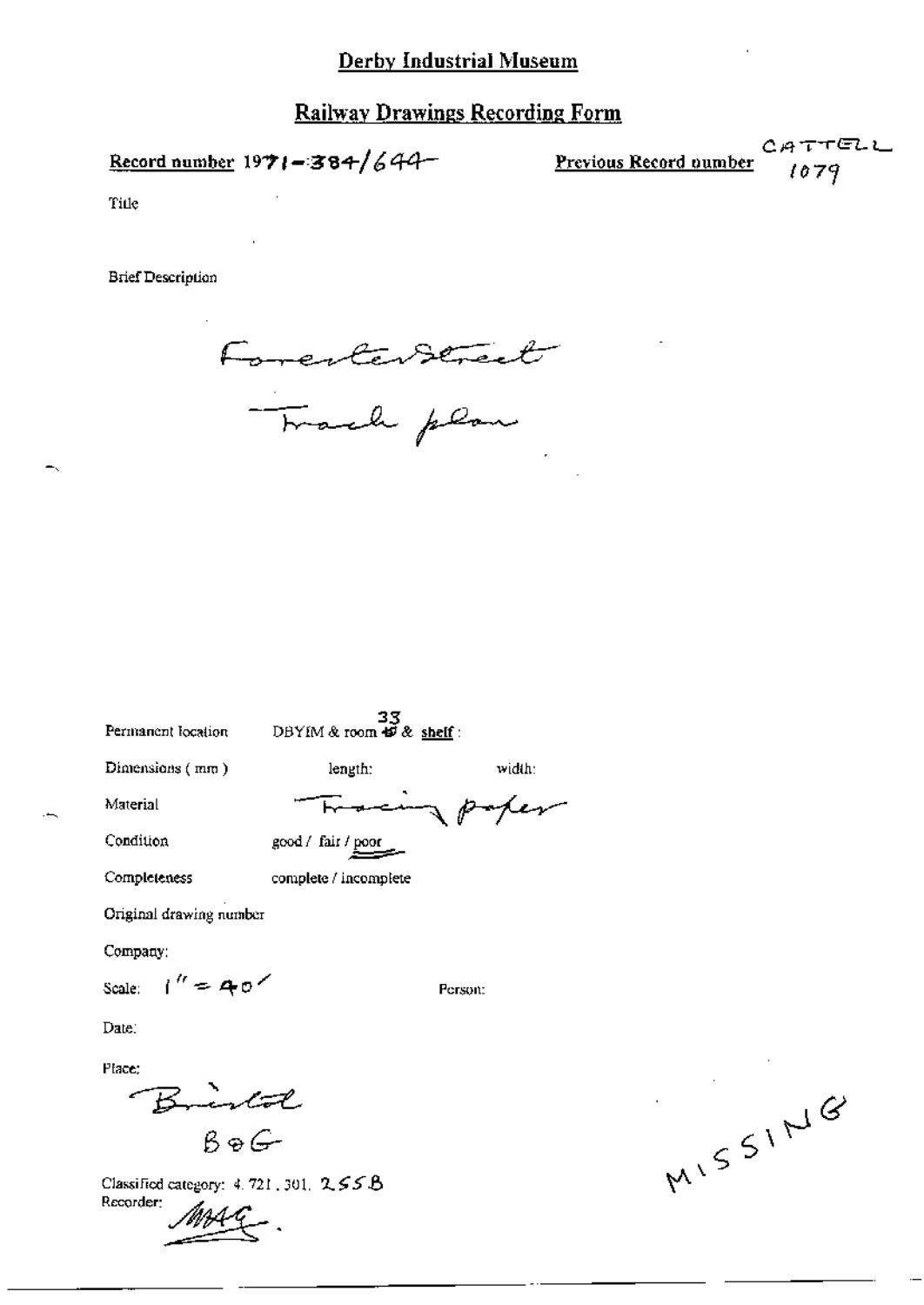# Derby Industrial Museum

## Railway Drawings Recording Form

**Record number** 1971-384/644

**Previous Record number** CATTELL 1079

Title

Brief Description

Forester Street

Track plan

Permanent location DBYIM & room 33 & **shelf** :

Dimensions ( mm ) length: width:

Material Tracing paper

Condition good / fair / poor

Completeness complete / incomplete

Original drawing number

Company:

Scale: 1" = 40'

Person:

Date:

Place:

Bristol

B&G

Classified category: 4.721.301. 255B

Recorder: MAG.

MISSING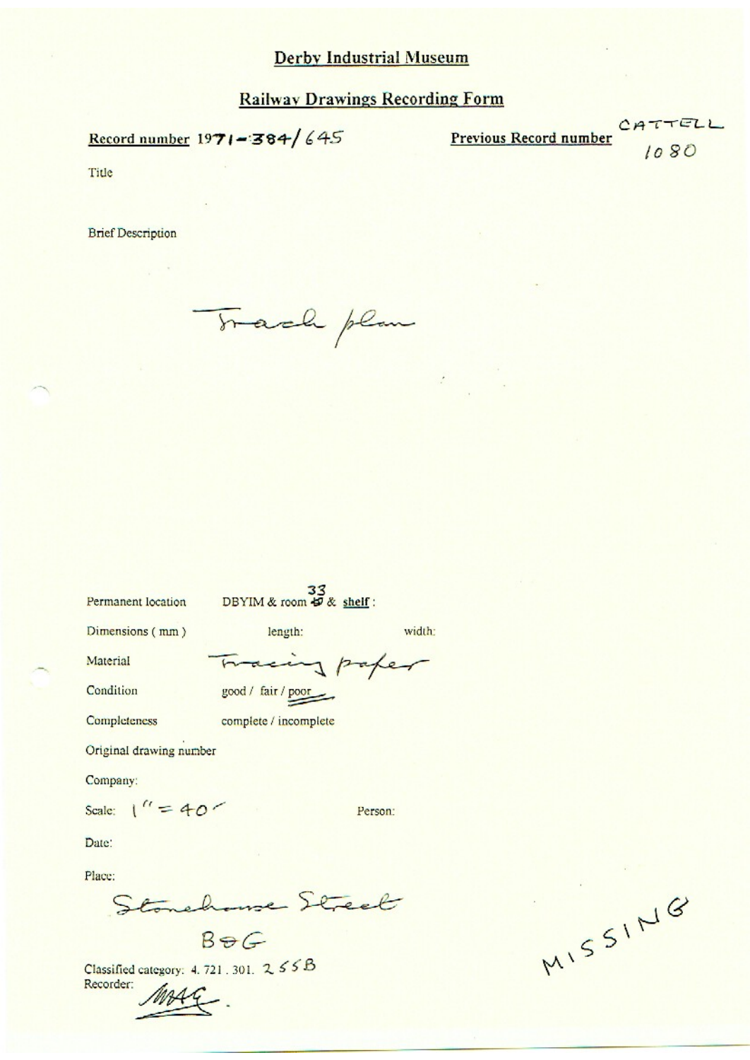# Derby Industrial Museum

## Railway Drawings Recording Form

**Record number** 1971-384/645

**Previous Record number** CATTELL 1080

Title

Brief Description

Track plan

Permanent location DBYIM & room 33 & shelf :

Dimensions (mm) length: width:

Material Tracing paper

Condition good / fair / poor

Completeness complete / incomplete

Original drawing number

Company:

Scale: 1" = 40'

Person:

Date:

Place:

Stonehouse Street

B&G

Classified category: 4. 721. 301. 255B

Recorder: MAG.

MISSING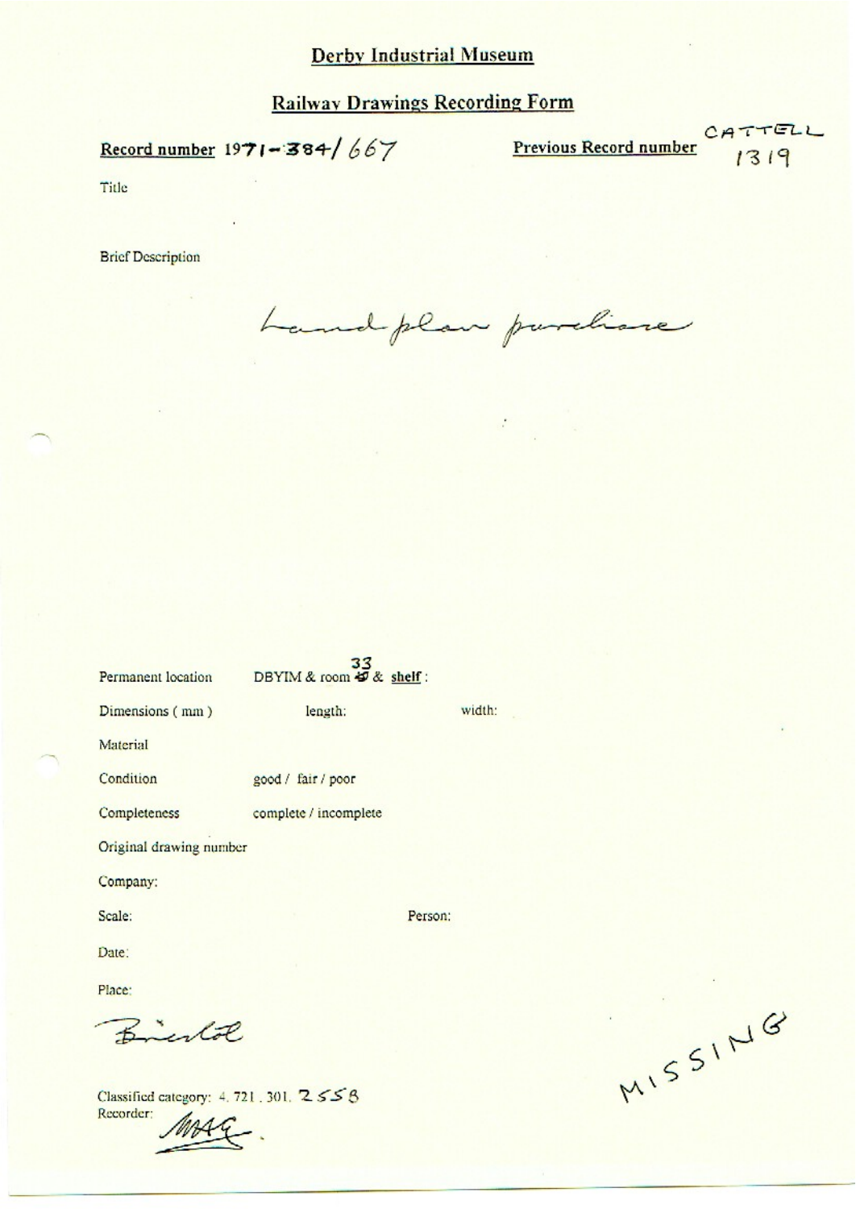# Derby Industrial Museum

## Railway Drawings Recording Form

**Record number** 1971-384/667

**Previous Record number** CATTELL 1319

Title

Brief Description

Land plan purchase

Permanent location DBYIM & room 33 & **shelf**:

Dimensions (mm) length: width:

Material

Condition good / fair / poor

Completeness complete / incomplete

Original drawing number

Company:

Scale: Person:

Date:

Place:

Bristol

MISSING

Classified category: 4. 721. 301. 2558

Recorder: MAG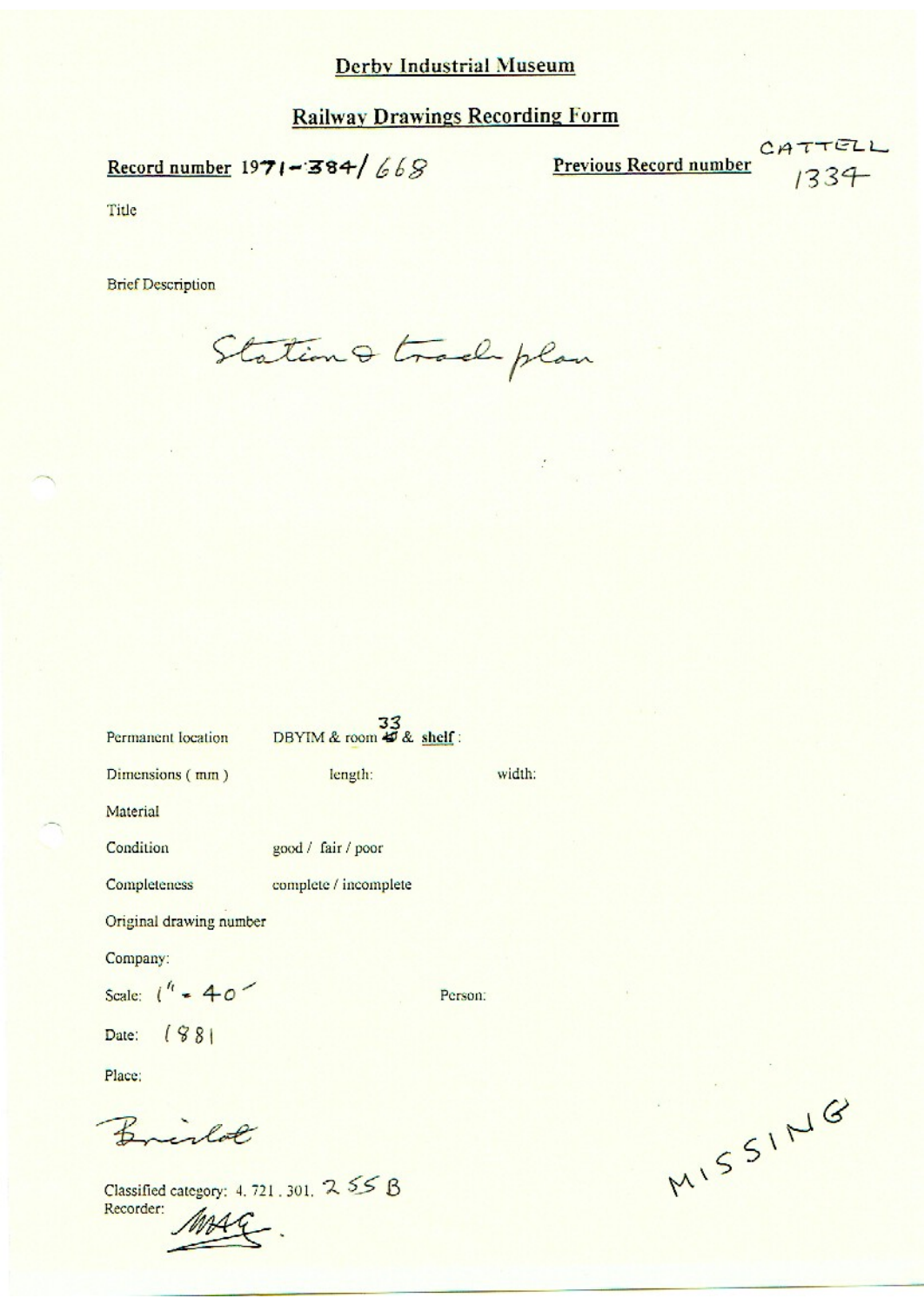# Derby Industrial Museum

## Railway Drawings Recording Form

**Record number** 1971-384/668

**Previous Record number** CATTELL 1334

Title

Brief Description

Station & track plan

Permanent location DBYIM & room 33 & shelf :

Dimensions ( mm ) length: width:

Material

Condition good / fair / poor

Completeness complete / incomplete

Original drawing number

Company:

Scale: 1" = 40'

Person:

Date: 1881

Place:

Bristol

Classified category: 4. 721. 301. 255 B

Recorder: MAG.

MISSING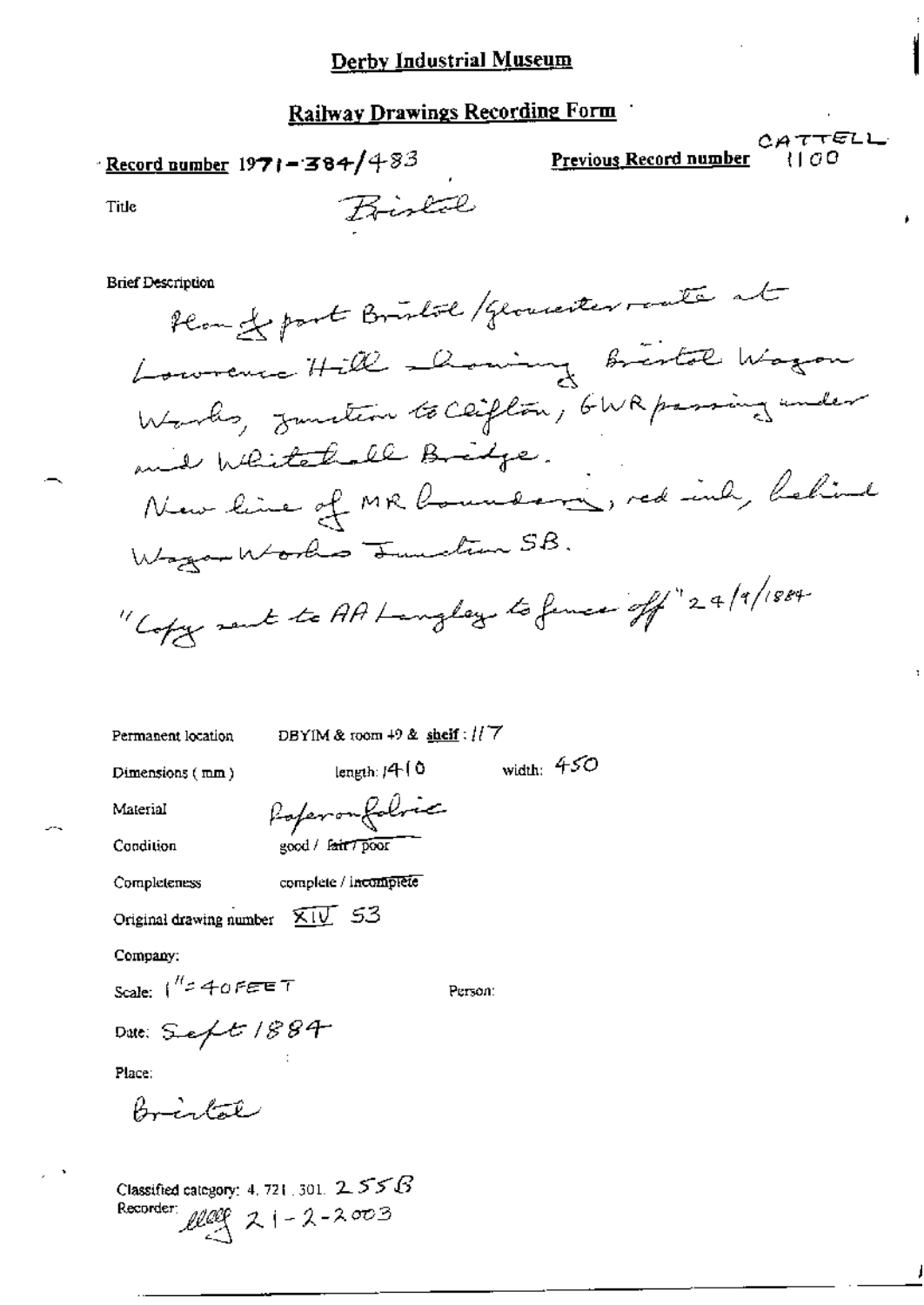# Derby Industrial Museum

## Railway Drawings Recording Form

**Record number** 1971-384/483

**Previous Record number** CATTELL 1100

Title: Bristol

Brief Description

Plan of part Bristol/Gloucester route at Lawrence Hill showing Bristol Wagon Works, junction to Clifton, GWR passing under and Whitehall Bridge.
New line of MR boundary, red ink, behind Wagon Works Junction SB.
"Copy sent to AA Langley to fence off" 24/9/1884

Permanent location: DBYIM & room 49 & **shelf**: 117

Dimensions (mm): length: 1410 width: 450

Material: Paper on fabric

Condition: good / ~~fair / poor~~

Completeness: complete / ~~incomplete~~

Original drawing number: XIV 53

Company:

Scale: 1" = 40 FEET

Person:

Date: Sept 1884

Place:

Bristol

Classified category: 4. 721. 301. 255B

Recorder: [signature] 21-2-2003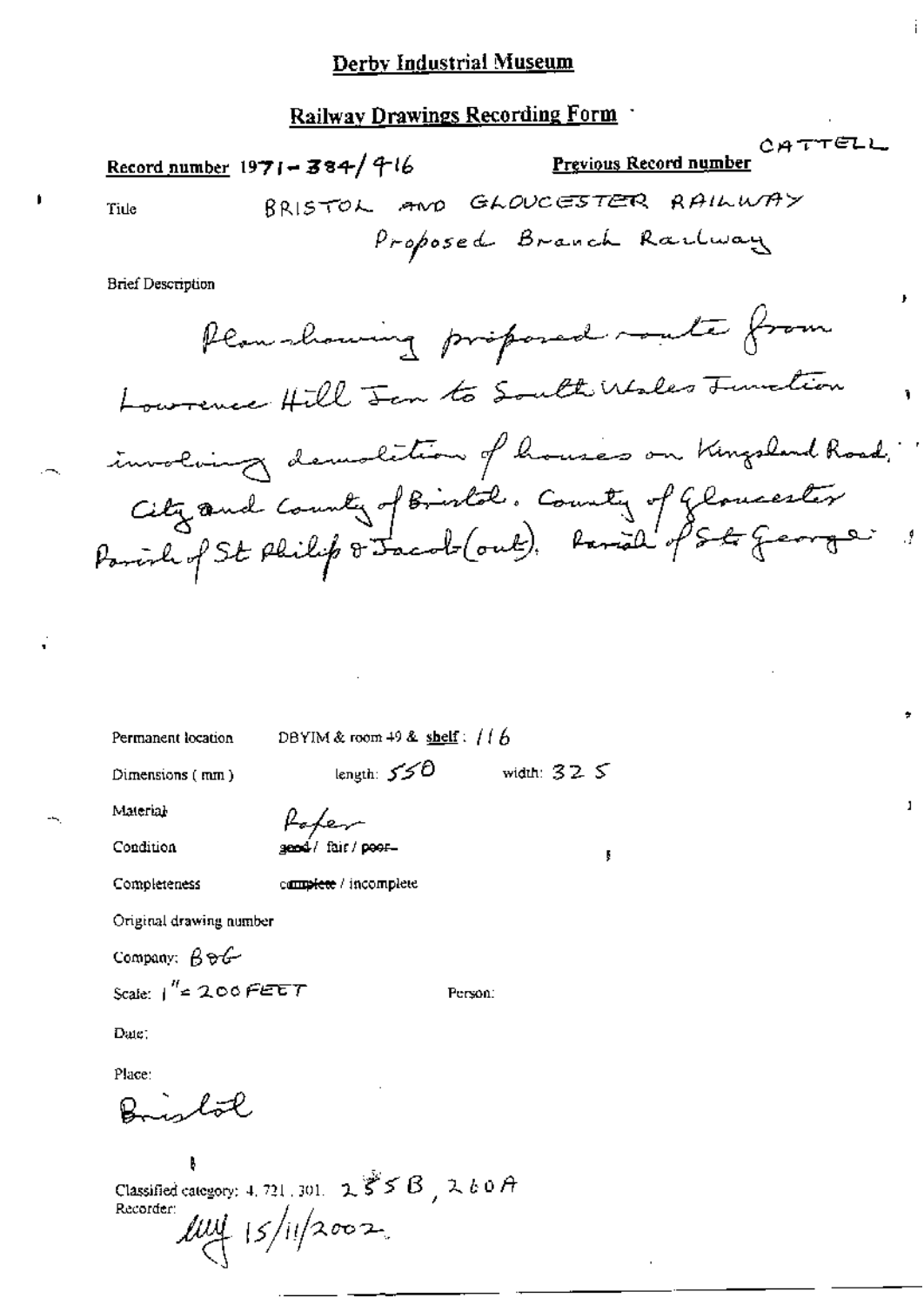# Derby Industrial Museum

## Railway Drawings Recording Form

**Record number** 1971-384/416

**Previous Record number** CATTELL

Title BRISTOL AND GLOUCESTER RAILWAY
Proposed Branch Railway

Brief Description

Plan showing proposed route from Lawrence Hill Jcn to South Wales Junction involving demolition of houses on Kingsland Road. City and County of Bristol. County of Gloucester Parish of St Philip & Jacob (out). Parish of St George

Permanent location DBYIM & room 49 & shelf: 116

Dimensions (mm) length: 550 width: 325

Material Paper

Condition ~~good~~ / fair / ~~poor~~

Completeness complete / incomplete

Original drawing number

Company: B&G

Scale: 1" = 200 FEET

Person:

Date:

Place:

Bristol

Classified category: 4.721.301. 255B, 260A

Recorder: 15/11/2002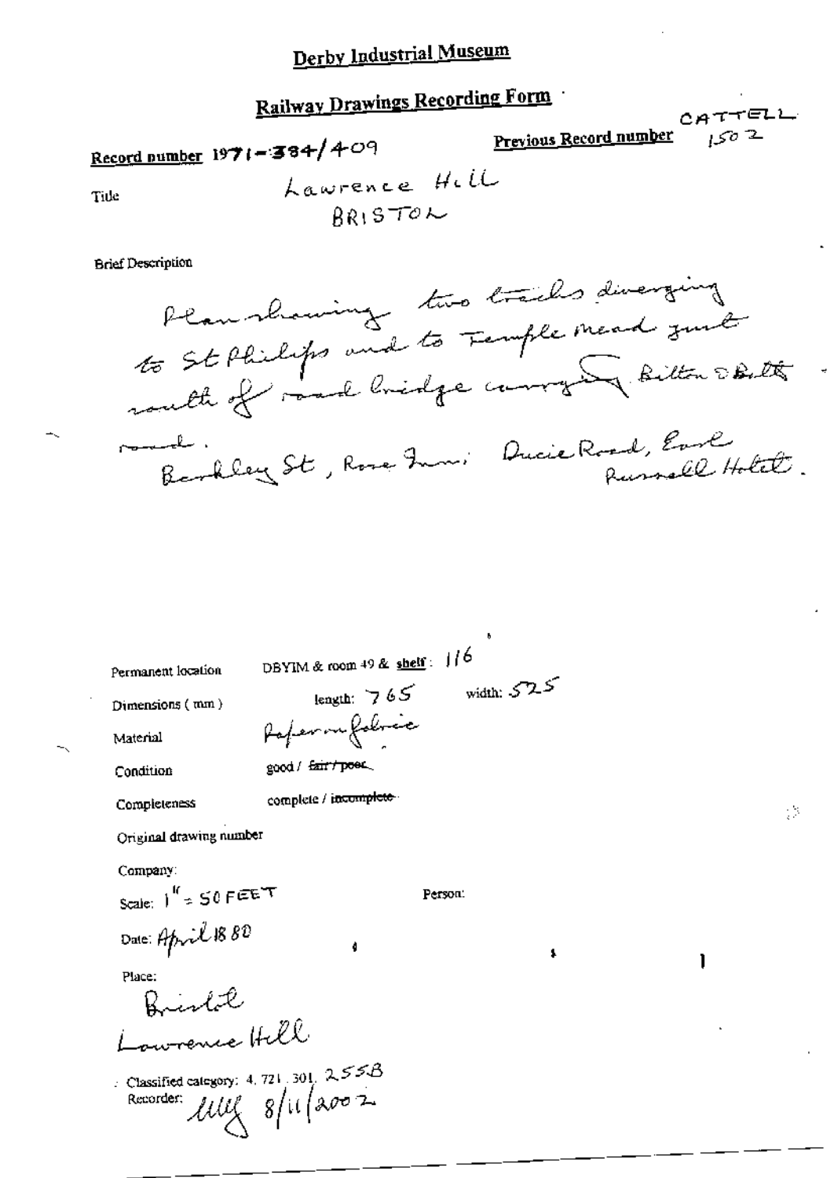# Derby Industrial Museum

## Railway Drawings Recording Form

CATTELL

Record number 1971-384/409

Previous Record number 1502

Title

Lawrence Hill
BRISTOL

Brief Description

Plan showing two tracks diverging to St Philips and to Temple Mead just south of road bridge carrying Bitton & Bath road.
Barkley St, Rose Inn; Ducie Road, Earl Russell Hotel.

Permanent location: DBYIM & room 49 & shelf: 116

Dimensions (mm): length: 765 width: 525

Material: Paper on fabric

Condition: good / ~~fair / poor~~

Completeness: complete / ~~incomplete~~

Original drawing number

Company:

Scale: 1" = 50 FEET

Person:

Date: April 1880

Place:
Bristol
Lawrence Hill

Classified category: 4, 721, 301, 255B

Recorder: MWJ 8/11/2002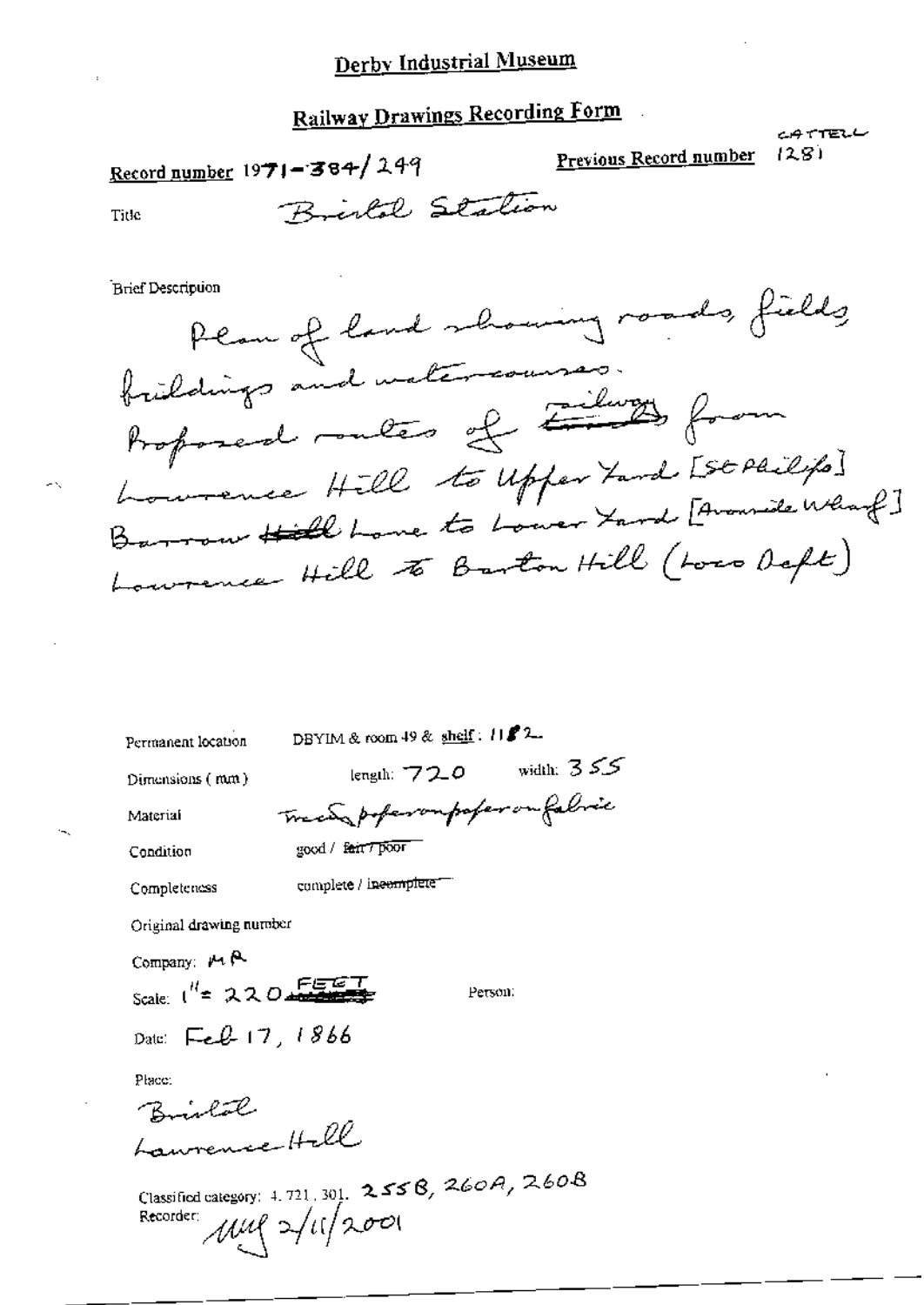# Derby Industrial Museum

## Railway Drawings Recording Form

CATTELL

Record number 1971-384/249

Previous Record number 1281

Title Bristol Station

Brief Description

Plan of land showing roads, fields buildings and watercourses.
Proposed routes of ~~tracks~~ railways from Lawrence Hill to Upper Yard [St Philips]
Barrow ~~Hill~~ Lane to Lower Yard [Avonside Wharf]
Lawrence Hill to Barton Hill (Loco Dept)

Permanent location DBYIM & room 49 & shelf: 112

Dimensions (mm) length: 720 width: 355

Material Tracing paper on paper on fabric

Condition good / ~~fair / poor~~

Completeness complete / ~~incomplete~~

Original drawing number

Company: MR

Scale: 1" = 220 FEET

Person:

Date: Feb 17, 1866

Place:

Bristol

Lawrence Hill

Classified category: 4. 721. 301. 255B, 260A, 260B

Recorder: MWJ 2/11/2001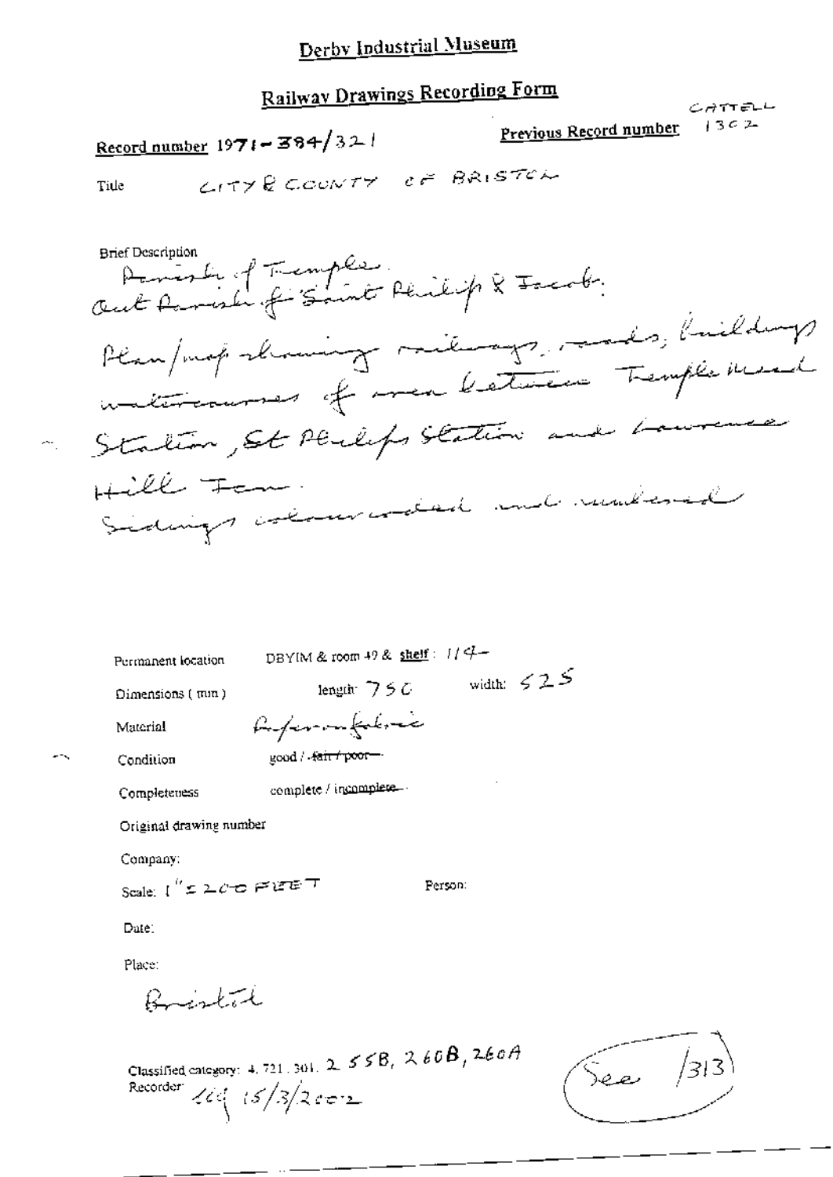# Derby Industrial Museum

## Railway Drawings Recording Form

Record number 1971-384/321

Previous Record number CATTELL 1302

Title CITY & COUNTY OF BRISTOL

Brief Description
Parish of Temple.
Out Parish of Saint Philip & Jacob.
Plan/map showing railways, roads, buildings watercourses of area between Temple Mead Station, St Philips Station and Lawrence Hill Farm.
Sidings coloured and numbered

Permanent location DBYIM & room 49 & shelf: 114

Dimensions (mm) length: 750 width: 525

Material Paper on fabric

Condition good / ~~fair / poor~~

Completeness complete / ~~incomplete~~

Original drawing number

Company:

Scale: 1" = 200 FEET

Person:

Date:

Place:

Bristol

Classified category: 4.721.301. 255B, 260B, 260A

Recorder: [initials] 15/3/2002

See /313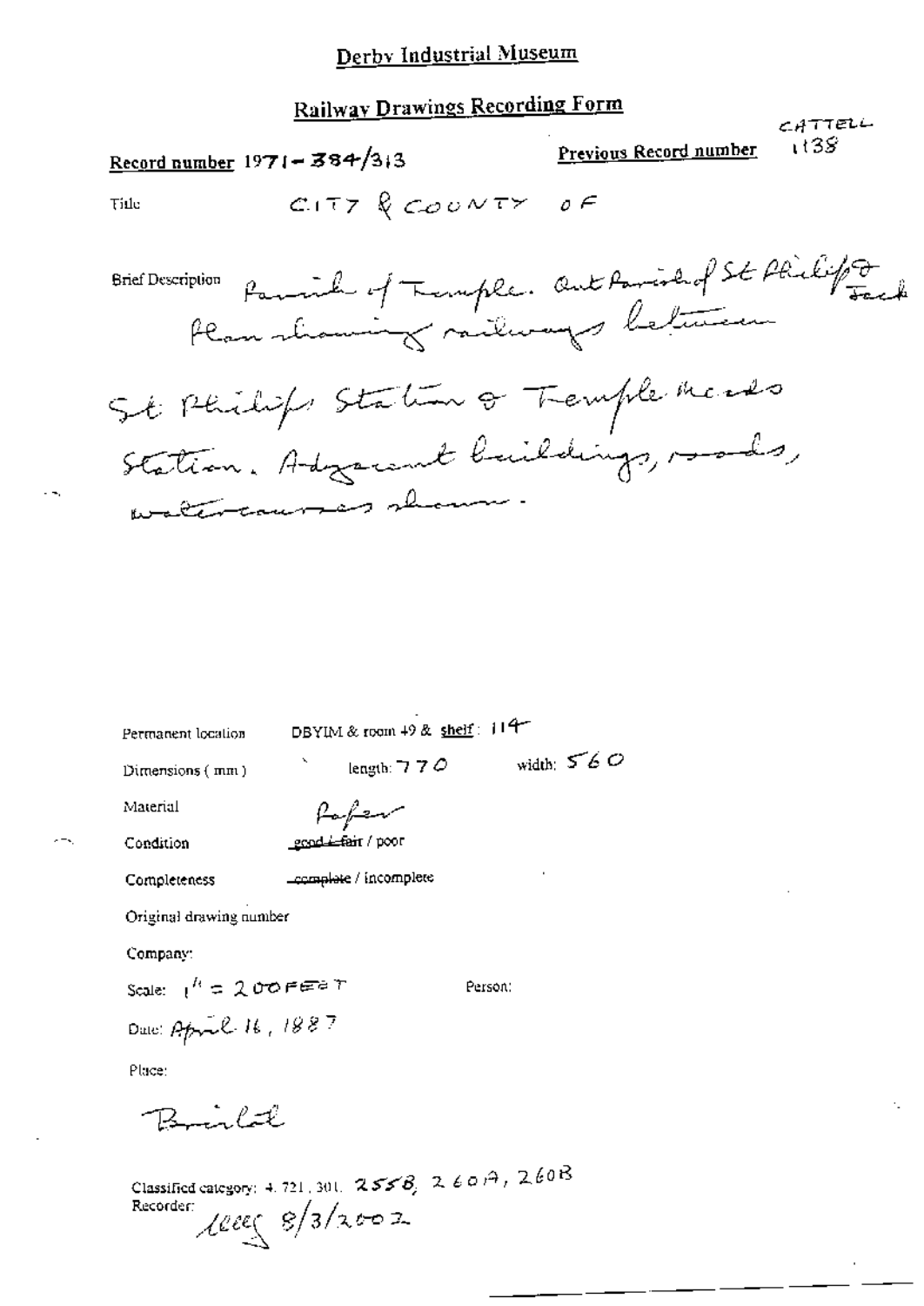# Derby Industrial Museum

## Railway Drawings Recording Form

CATTELL

Record number 1971-384/313

Previous Record number 1138

Title CITY & COUNTY OF

Brief Description Parish of Temple. Out Parish of St Philip & Jacob. Plan showing railways between St Philips Station & Temple Meads Station. Adjacent buildings, roads, watercourses shown.

Permanent location DBYIM & room 49 & shelf: 114

Dimensions (mm) length: 770 width: 560

Material Paper

Condition ~~good / fair~~ / poor

Completeness ~~complete~~ / incomplete

Original drawing number

Company:

Scale: 1" = 200 FEET

Person:

Date: April 16, 1887

Place:

Bristol

Classified category: 4.721.301. 255B, 260A, 260B

Recorder: [signature] 8/3/2002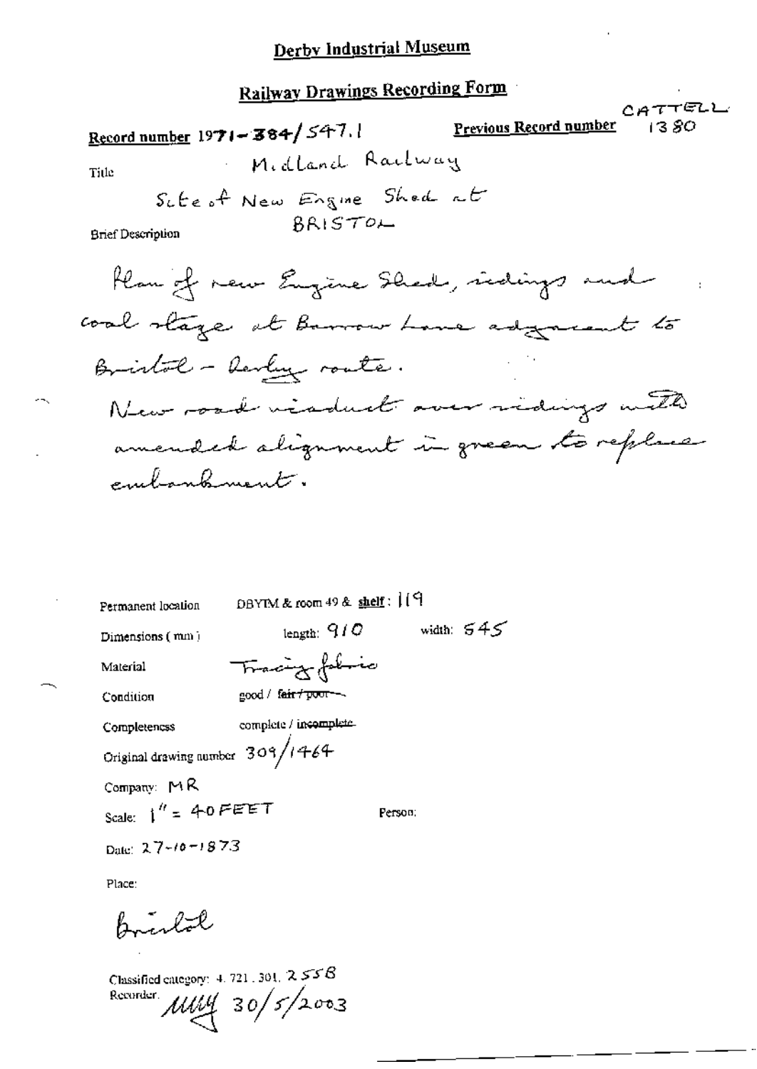# Derby Industrial Museum

## Railway Drawings Recording Form

**Record number** 1971-384/547.1

**Previous Record number** CATTELL 1380

Title: Midland Railway

Site of New Engine Shed at BRISTOL

Brief Description:

Plan of new Engine Shed, sidings and coal stage at Barrow Lane adjacent to Bristol - Derby route.

New road viaduct over sidings with amended alignment in green to replace embankment.

Permanent location: DBYIM & room 49 & shelf: 119

Dimensions (mm): length: 910 width: 545

Material: Tracing fabric

Condition: good / ~~fair / poor~~

Completeness: complete / ~~incomplete~~

Original drawing number: 309/1464

Company: MR

Scale: 1" = 40 FEET

Person:

Date: 27-10-1873

Place:

Bristol

Classified category: 4.721.301.255B

Recorder: MUY 30/5/2003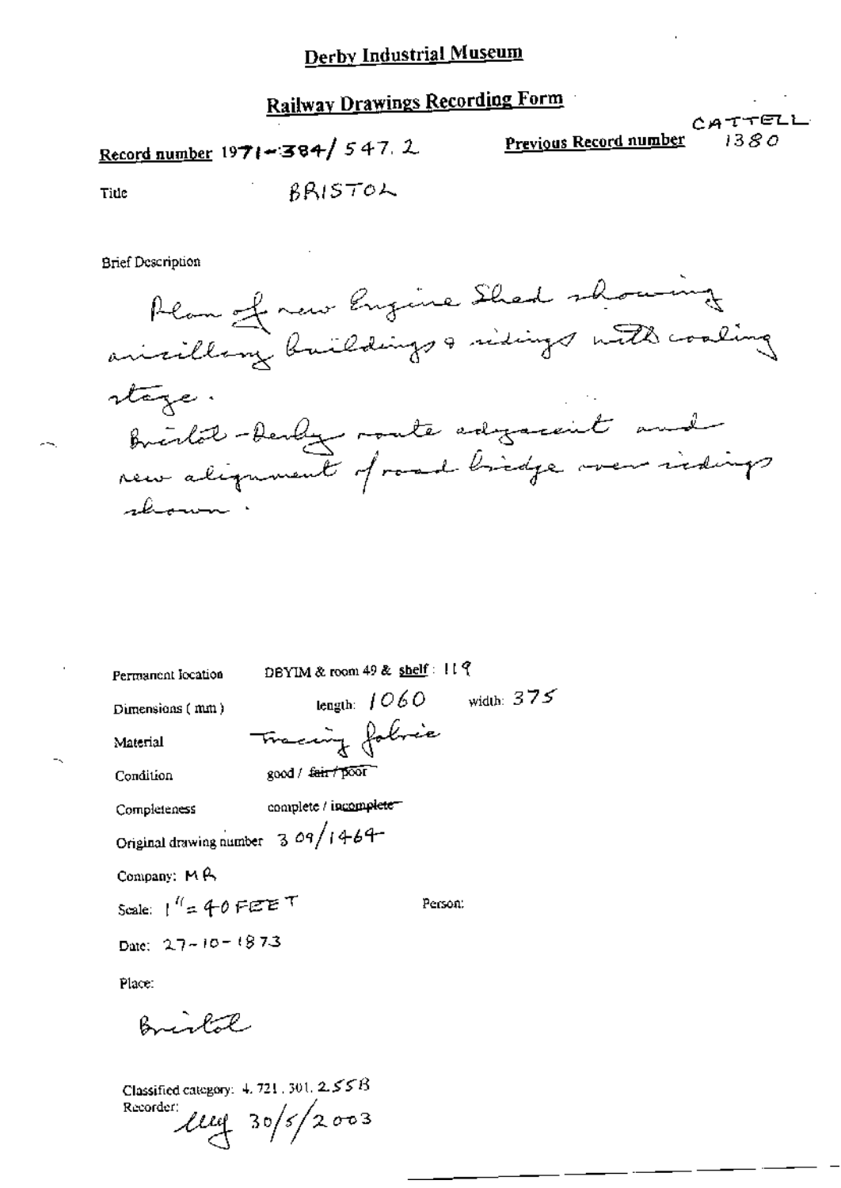# Derby Industrial Museum

## Railway Drawings Recording Form

**Record number** 1971-384/547.2

**Previous Record number** CATTELL 1380

**Title** BRISTOL

**Brief Description**

Plan of new Engine Shed showing ancillary buildings & sidings with coaling stage.
Bristol-Derby route adjacent and new alignment of road bridge over sidings shown.

Permanent location: DBYIM & room 49 & shelf: 119

Dimensions (mm): length: 1060 width: 375

Material: Tracing fabric

Condition: good / ~~fair / poor~~

Completeness: complete / ~~incomplete~~

Original drawing number: 309/1464

Company: MR

Scale: 1" = 40 FEET

Person:

Date: 27-10-1873

Place:

Bristol

Classified category: 4.721.301.255B

Recorder: lug 30/5/2003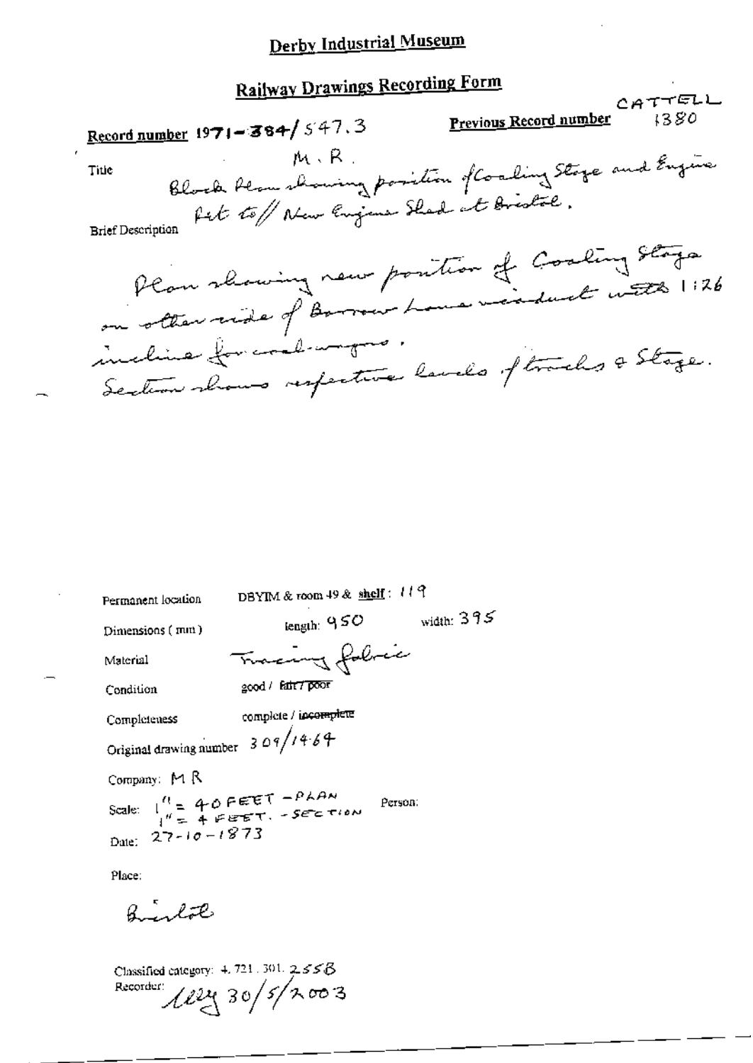# Derby Industrial Museum

## Railway Drawings Recording Form

Record number 1971-384/547.3

Previous Record number CATTELL 1380

Title M.R. Block Plan showing position of Coaling Stage and Engine Pit to // New Engine Shed at Bristol.

Brief Description

Plan showing new position of Coaling Stage on other side of Barrow Lane viaduct with 1:26 incline for coal-wagons.
Section shows respective levels of tracks & Stage.

Permanent location DBYIM & room 49 & shelf: 119

Dimensions (mm) length: 950 width: 395

Material Tracing fabric

Condition good / ~~fair / poor~~

Completeness complete / ~~incomplete~~

Original drawing number 309/1464

Company: M R

Scale: 1" = 40 FEET - PLAN
1" = 4 FEET. - SECTION

Person:

Date: 27-10-1873

Place:

Bristol

Classified category: 4.721.301.255B

Recorder: lly 30/5/2003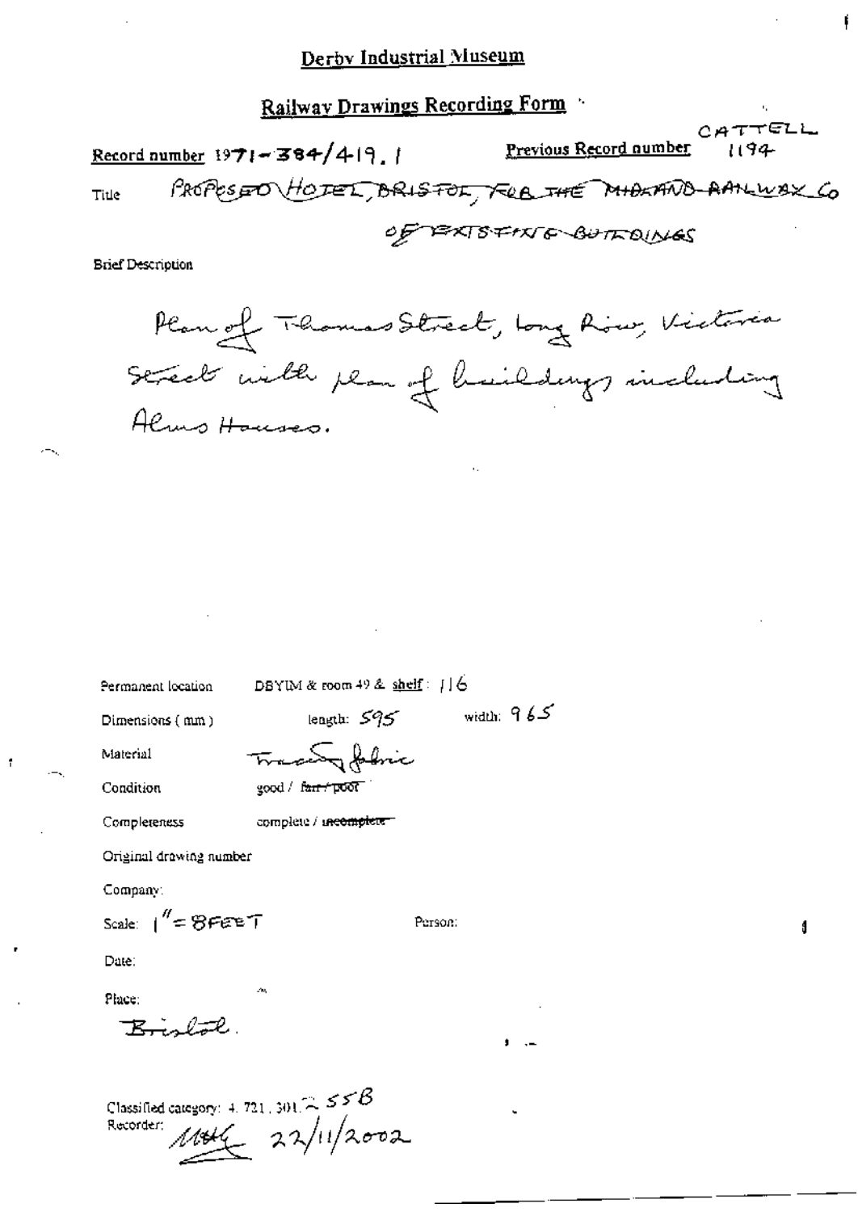## Derby Industrial Museum

### Railway Drawings Recording Form

**Record number** 1971-384/419.1

**Previous Record number** CATTELL 1194

Title PROPOSED HOTEL, BRISTOL, FOR THE MIDLAND RAILWAY Co OF EXISTING BUILDINGS

Brief Description

Plan of Thomas Street, Long Row, Victoria Street with plan of buildings including Alms Houses.

Permanent location DBYIM & room 49 & shelf: 116

Dimensions (mm) length: 595 width: 965

Material Tracing fabric

Condition good / ~~fair / poor~~

Completeness complete / ~~incomplete~~

Original drawing number

Company:

Scale: 1" = 8FEET

Person:

Date:

Place:

Bristol.

Classified category: 4. 721. 301. ~~ 55B

Recorder: MHG 22/11/2002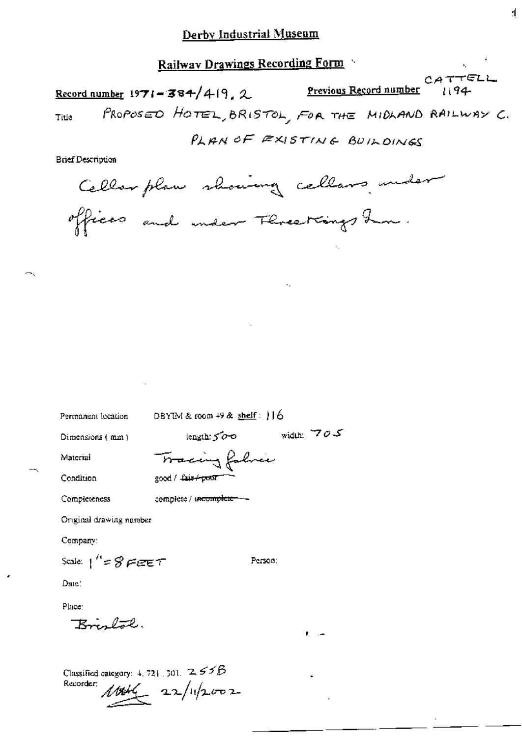# Derby Industrial Museum

## Railway Drawings Recording Form

**Record number** 1971-384/419.2 **Previous Record number** CATTELL 1194

Title PROPOSED HOTEL, BRISTOL, FOR THE MIDLAND RAILWAY C.

PLAN OF EXISTING BUILDINGS

Brief Description

Cellar plan showing cellars under offices and under Three Kings Inn.

Permanent location DBYIM & room 49 & shelf: 116

Dimensions (mm) length: 500 width: 705

Material Tracing fabric

Condition good / ~~fair / poor~~

Completeness complete / ~~incomplete~~

Original drawing number

Company:

Scale: 1" = 8 FEET Person:

Date:

Place:

Bristol.

Classified category: 4.721.301. 255B

Recorder: MHG 22/11/2002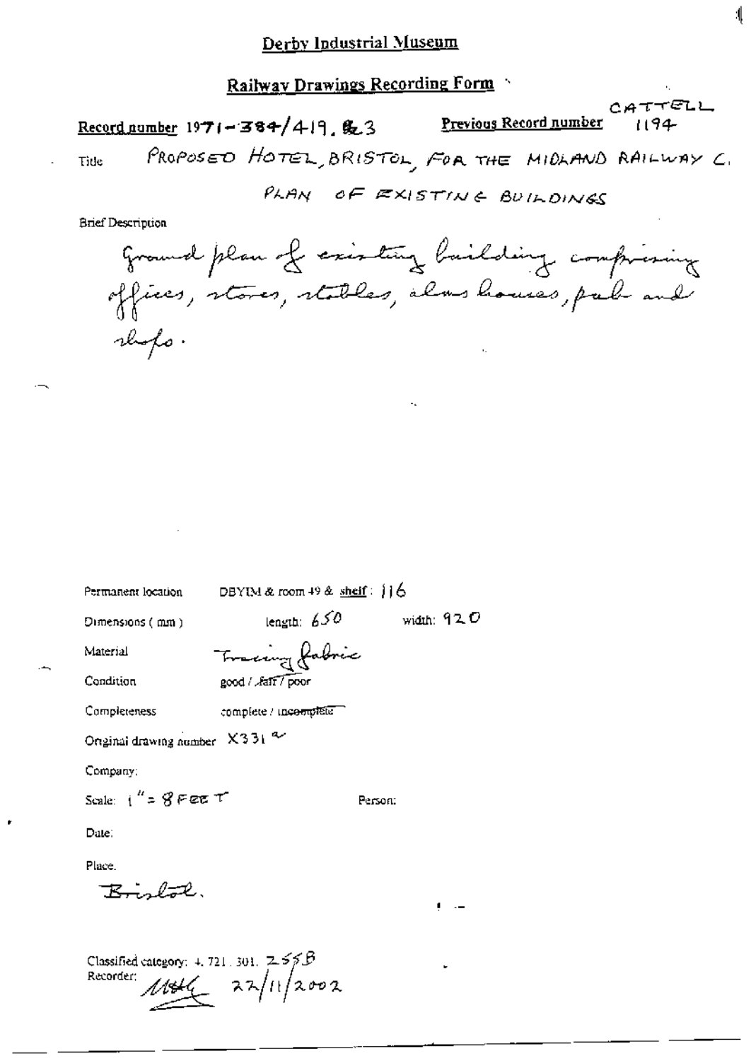# Derby Industrial Museum

## Railway Drawings Recording Form

**Record number** 1971-384/419.&3 **Previous Record number** CATTELL 1194

Title PROPOSED HOTEL, BRISTOL, FOR THE MIDLAND RAILWAY C.

PLAN OF EXISTING BUILDINGS

Brief Description

Ground plan of existing building comprising offices, stores, stables, alms houses, pub and shops.

Permanent location DBYIM & room 49 & shelf: 116

Dimensions (mm) length: 650 width: 920

Material Tracing fabric

Condition good / ~~fair~~ / poor

Completeness complete / ~~incomplete~~

Original drawing number X331 ^a^

Company:

Scale: 1" = 8 FEET Person:

Date:

Place.

Bristol.

Classified category: 4.721.301. 255B

Recorder: MSH 22/11/2002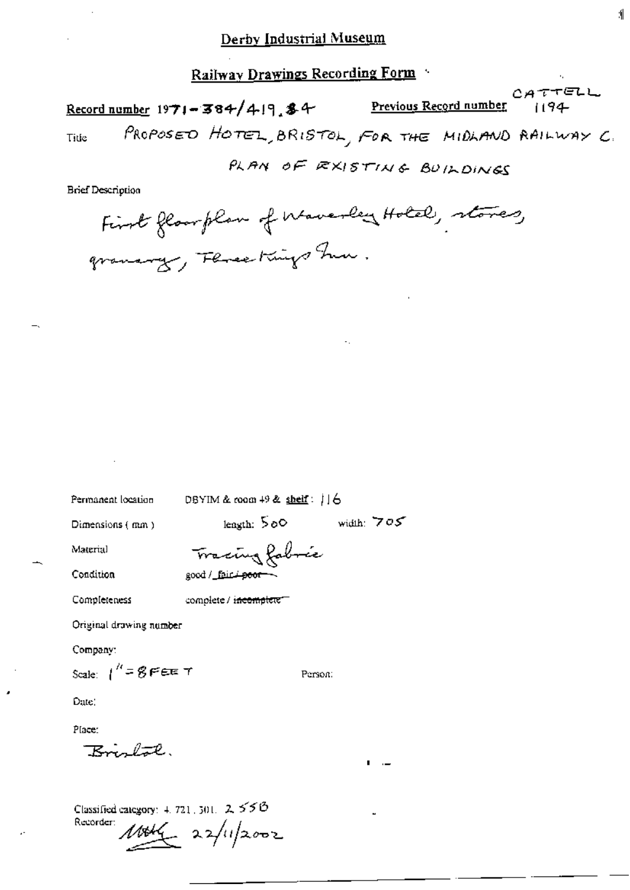## Derby Industrial Museum

### Railway Drawings Recording Form

**Record number** 1971-384/419.84

**Previous Record number** CATTELL 1194

Title: PROPOSED HOTEL, BRISTOL, FOR THE MIDLAND RAILWAY C.

PLAN OF EXISTING BUILDINGS

Brief Description

First floor plan of Waverley Hotel, stores, granary, Three Kings Inn.

Permanent location: DBYIM & room 49 & **shelf**: 116

Dimensions (mm): length: 500 width: 705

Material: Tracing fabric

Condition: good / fair / ~~poor~~

Completeness: complete / ~~incomplete~~

Original drawing number

Company:

Scale: 1" = 8 FEET

Person:

Date:

Place:

Bristol.

Classified category: 4.721.301. 2.558

Recorder: [signature] 22/11/2002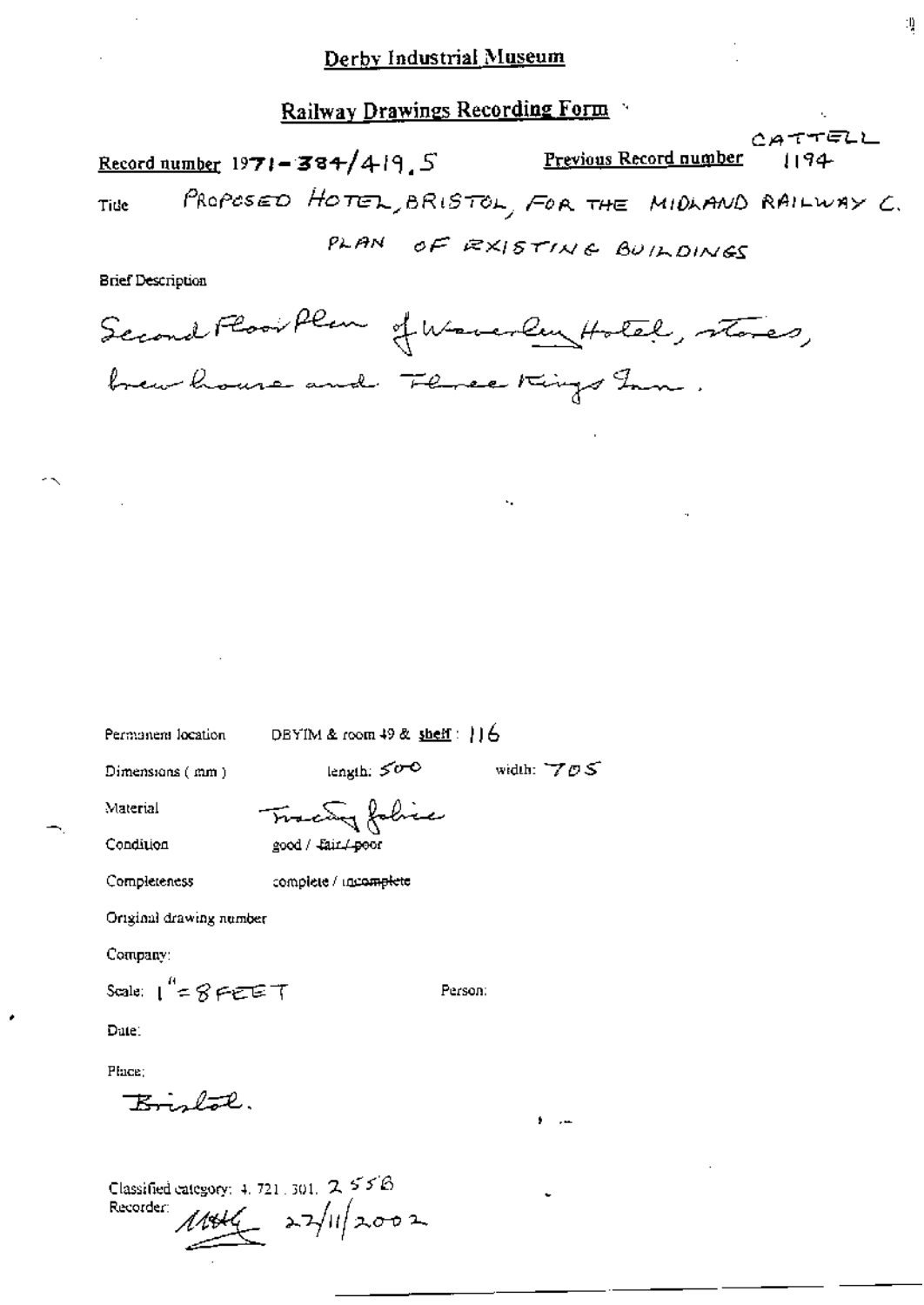# Derby Industrial Museum

## Railway Drawings Recording Form

**Record number** 1971-384/419.5 **Previous Record number** CATTELL 1194

**Title** PROPOSED HOTEL, BRISTOL, FOR THE MIDLAND RAILWAY C. PLAN OF EXISTING BUILDINGS

**Brief Description**

Second Floor Plan of Waverley Hotel, stores, brew house and Three Kings Inn.

Permanent location: DBYIM & room 49 & shelf: 116

Dimensions (mm): length: 500 width: 705

Material: Tracing fabric

Condition: good / ~~fair / poor~~

Completeness: complete / ~~incomplete~~

Original drawing number

Company:

Scale: 1" = 8 FEET

Person:

Date:

Place: Bristol.

Classified category: 4. 721. 301. 2.556

Recorder: MHG 27/11/2002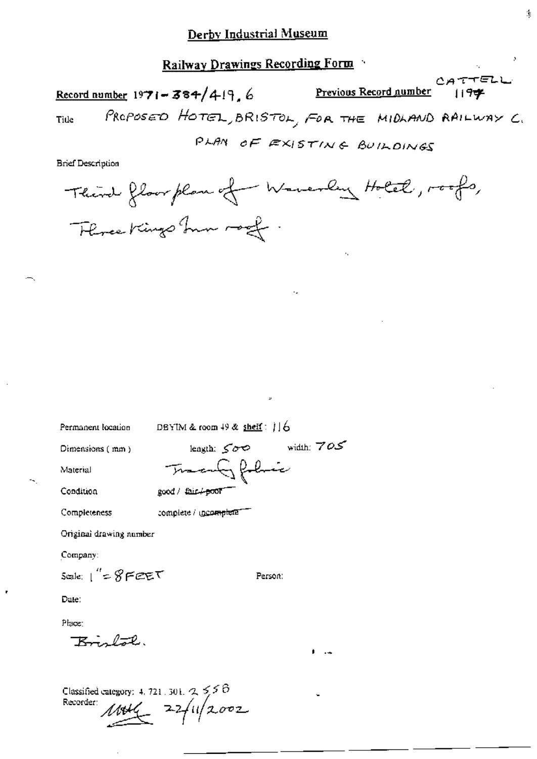# Derby Industrial Museum

## Railway Drawings Recording Form

**Record number** 1971-384/419.6

**Previous Record number** CATTELL 1197

Title PROPOSED HOTEL, BRISTOL, FOR THE MIDLAND RAILWAY C.
PLAN OF EXISTING BUILDINGS

Brief Description

Third floor plan of Waverley Hotel, roofs, Three Kings Inn roof.

Permanent location DBYIM & room 49 & shelf: 116

Dimensions (mm) length: 500 width: 705

Material Tracing fabric

Condition good / ~~fair / poor~~

Completeness complete / ~~incomplete~~

Original drawing number

Company:

Scale: 1" = 8 FEET

Person:

Date:

Place:

Bristol.

Classified category: 4. 721. 301. 2. 558

Recorder: MHG 22/11/2002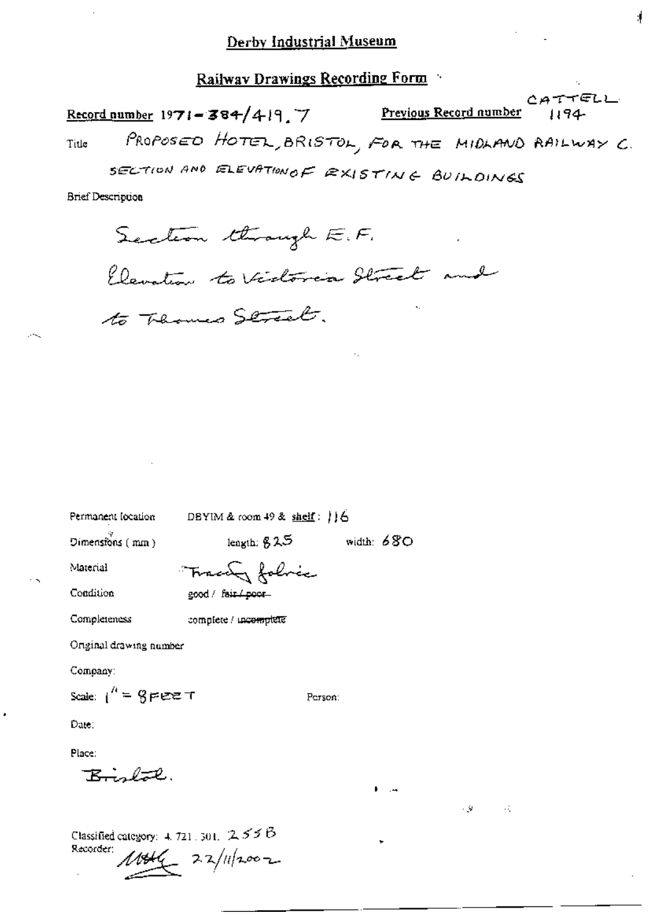# Derby Industrial Museum

## Railway Drawings Recording Form

**Record number** 1971-384/419.7 **Previous Record number** CATTELL 1194

Title PROPOSED HOTEL, BRISTOL, FOR THE MIDLAND RAILWAY C. SECTION AND ELEVATION OF EXISTING BUILDINGS

Brief Description

Section through E.F.
Elevation to Victoria Street and to Thomas Street.

Permanent location DBYIM & room 49 & shelf: 116

Dimensions (mm) length: 825 width: 680

Material Tracing fabric

Condition good / ~~fair / poor~~

Completeness complete / ~~incomplete~~

Original drawing number

Company:

Scale: 1" = 8 FEET Person:

Date:

Place:
Bristol.

Classified category: 4.721.301. 255B
Recorder: MHG 22/11/2002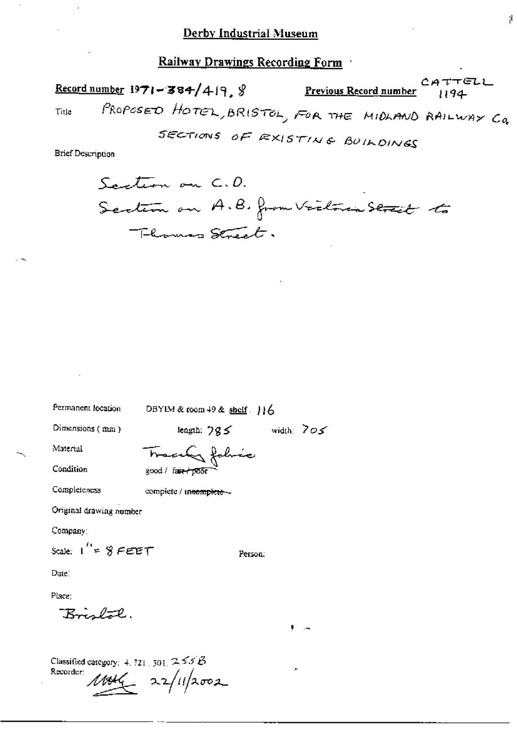## Derby Industrial Museum

## Railway Drawings Recording Form

**Record number** 1971-384/419, 8 **Previous Record number** CATTELL 1194

Title PROPOSED HOTEL, BRISTOL, FOR THE MIDLAND RAILWAY Co. SECTIONS OF EXISTING BUILDINGS

Brief Description

Section on C.D.
Section on A.B. from Victoria Street to Thomas Street.

Permanent location DBYIM & room 49 & shelf: 116

Dimensions (mm) length: 785 width: 705

Material Tracing fabric

Condition good / ~~fair / poor~~

Completeness complete / ~~incomplete~~

Original drawing number

Company:

Scale: 1" = 8 FEET Person:

Date:

Place:
Bristol.

Classified category: 4. 721. 301. 255B
Recorder: MMG 22/11/2002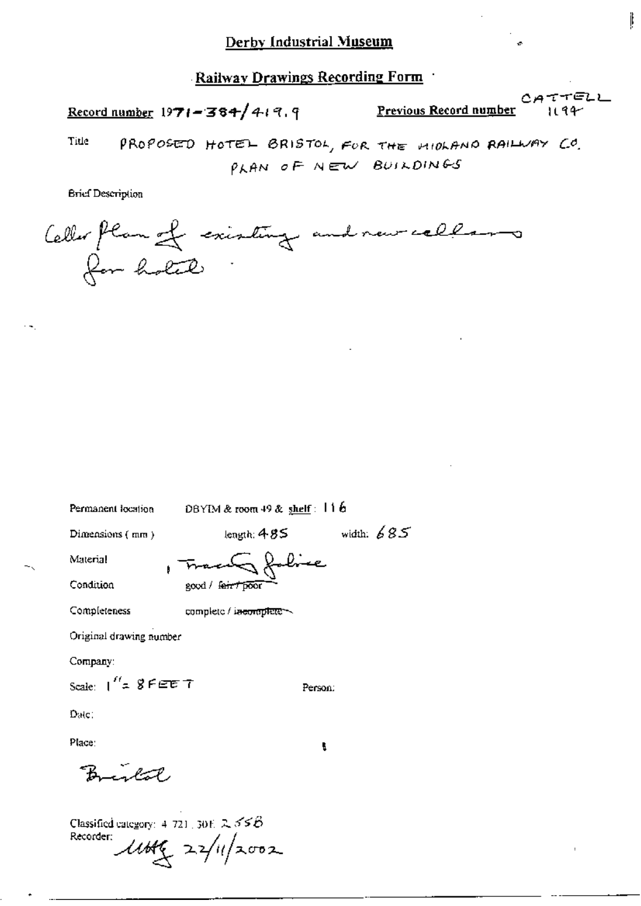# Derby Industrial Museum

## Railway Drawings Recording Form

**Record number** 1971-384/419.9 **Previous Record number** CATTELL 1194

Title PROPOSED HOTEL BRISTOL, FOR THE MIDLAND RAILWAY CO. PLAN OF NEW BUILDINGS

Brief Description

Cellar plan of existing and new cellars for hotel

Permanent location DBYIM & room 49 & shelf: 116

Dimensions (mm) length: 485 width: 685

Material Tracing fabric

Condition good / ~~fair / poor~~

Completeness complete / ~~incomplete~~

Original drawing number

Company:

Scale: 1" = 8 FEET Person:

Date:

Place:

Bristol

Classified category: 4.721.301. 2.558

Recorder: MHG 22/11/2002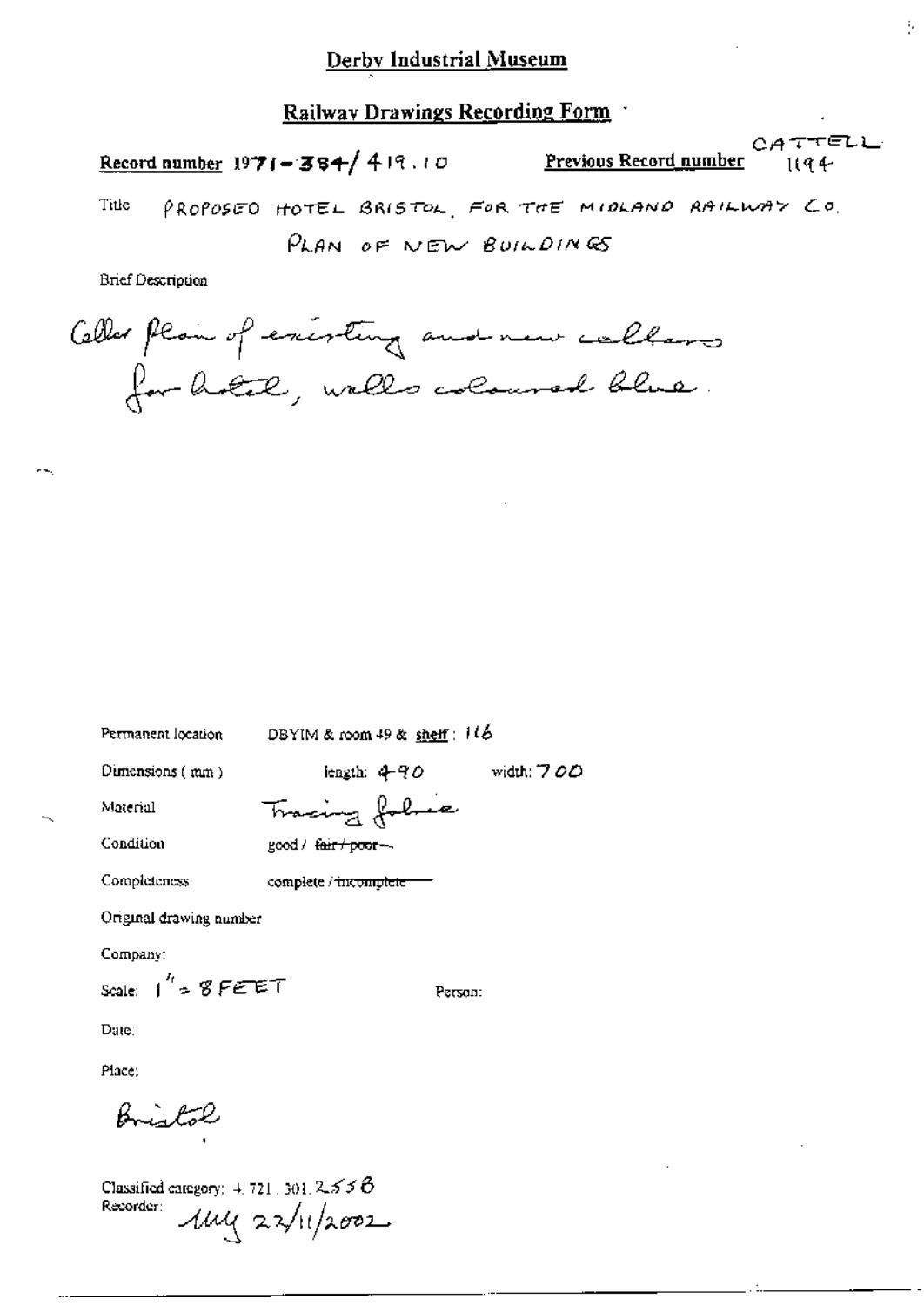# Derby Industrial Museum

## Railway Drawings Recording Form

**Record number** 1971-384/419.10 **Previous Record number** CATTELL 1194

Title PROPOSED HOTEL BRISTOL, FOR THE MIDLAND RAILWAY CO. PLAN OF NEW BUILDINGS

Brief Description

Cellar plan of existing and new cellars for hotel, walls coloured blue.

Permanent location DBYIM & room 49 & shelf: 116

Dimensions (mm) length: 490 width: 700

Material Tracing fabric

Condition good / ~~fair / poor~~

Completeness complete / ~~incomplete~~

Original drawing number

Company:

Scale: 1" = 8 FEET Person:

Date:

Place:

Bristol

Classified category: 4.721.301.2558

Recorder: MM 22/11/2002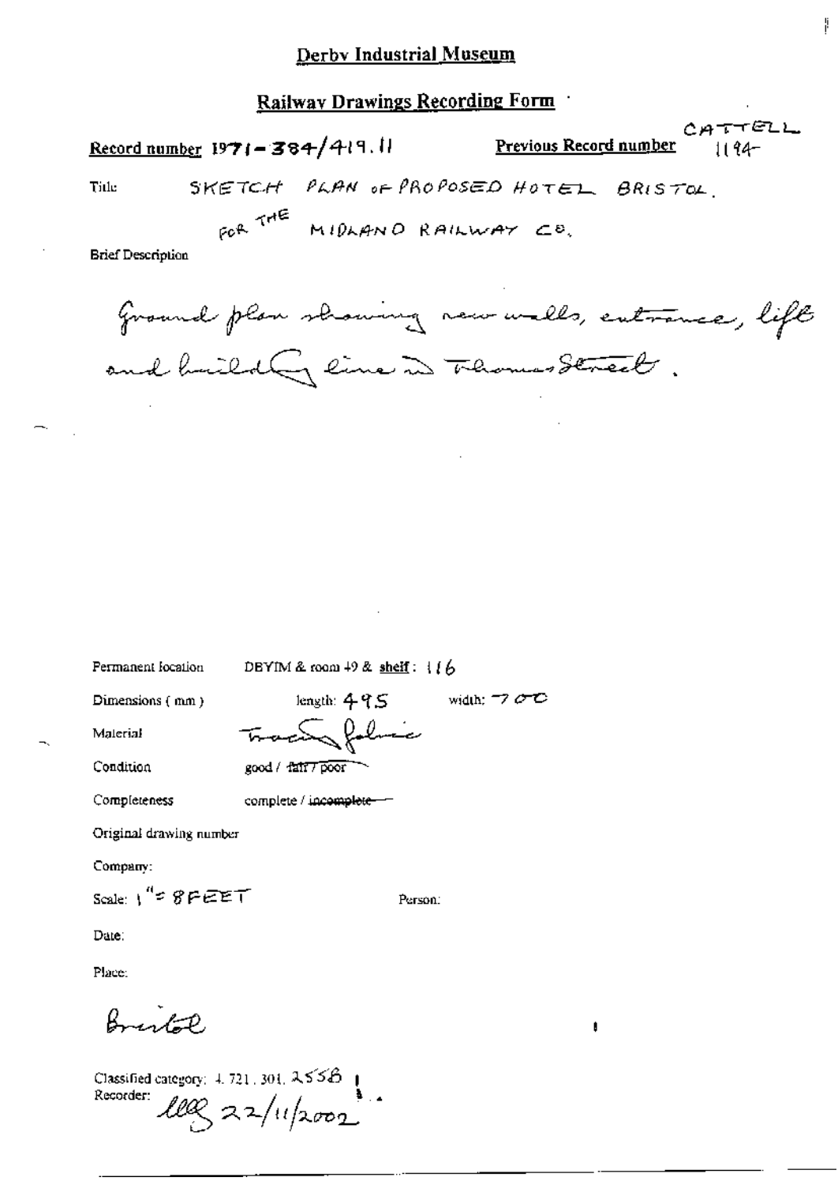# Derby Industrial Museum

## Railway Drawings Recording Form

**Record number** 1971-384/419.11 **Previous Record number** CATTELL 1194

Title: SKETCH PLAN OF PROPOSED HOTEL BRISTOL. FOR THE MIDLAND RAILWAY CO.

Brief Description

Ground plan showing new walls, entrance, lift and building line in Thomas Street.

Permanent location: DBYIM & room 49 & shelf: 116

Dimensions (mm): length: 495 width: 700

Material: Tracing fabric

Condition: good / ~~fair / poor~~

Completeness: complete / ~~incomplete~~

Original drawing number

Company:

Scale: 1" = 8 FEET Person:

Date:

Place:

Bristol

Classified category: 4.721.301.255B

Recorder: lll 22/11/2002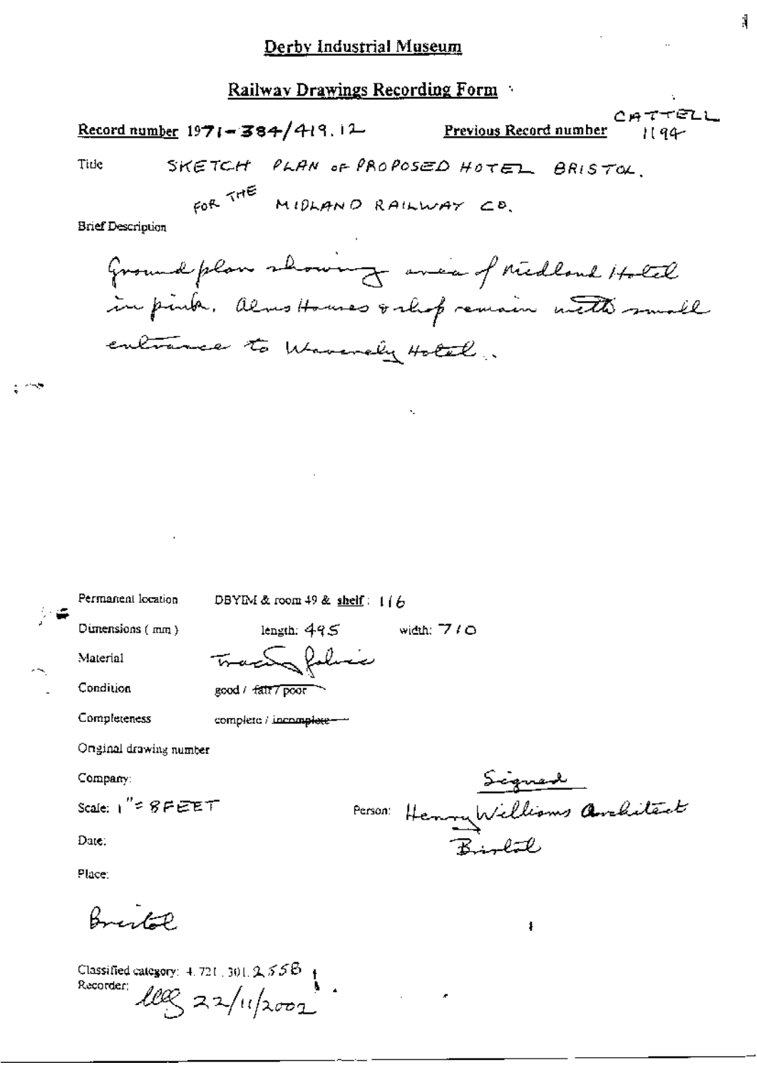# Derby Industrial Museum

## Railway Drawings Recording Form

**Record number** 1971-384/419.12 **Previous Record number** CATTELL 1194

Title SKETCH PLAN OF PROPOSED HOTEL BRISTOL. FOR THE MIDLAND RAILWAY CO.

Brief Description

Ground plan showing area of Midland Hotel in pink. Alms Houses & shop remain with small entrance to Waverly Hotel.

Permanent location DBYIM & room 49 & shelf: 116

Dimensions (mm) length: 495 width: 710

Material Tracing fabric

Condition good / ~~fair / poor~~

Completeness complete / ~~incomplete~~

Original drawing number

Company:

Scale: 1" = 8 FEET

Person: Signed Henry Williams Architect Bristol

Date:

Place:

Bristol

Classified category: 4.721.301.2.558

Recorder: lll 22/11/2002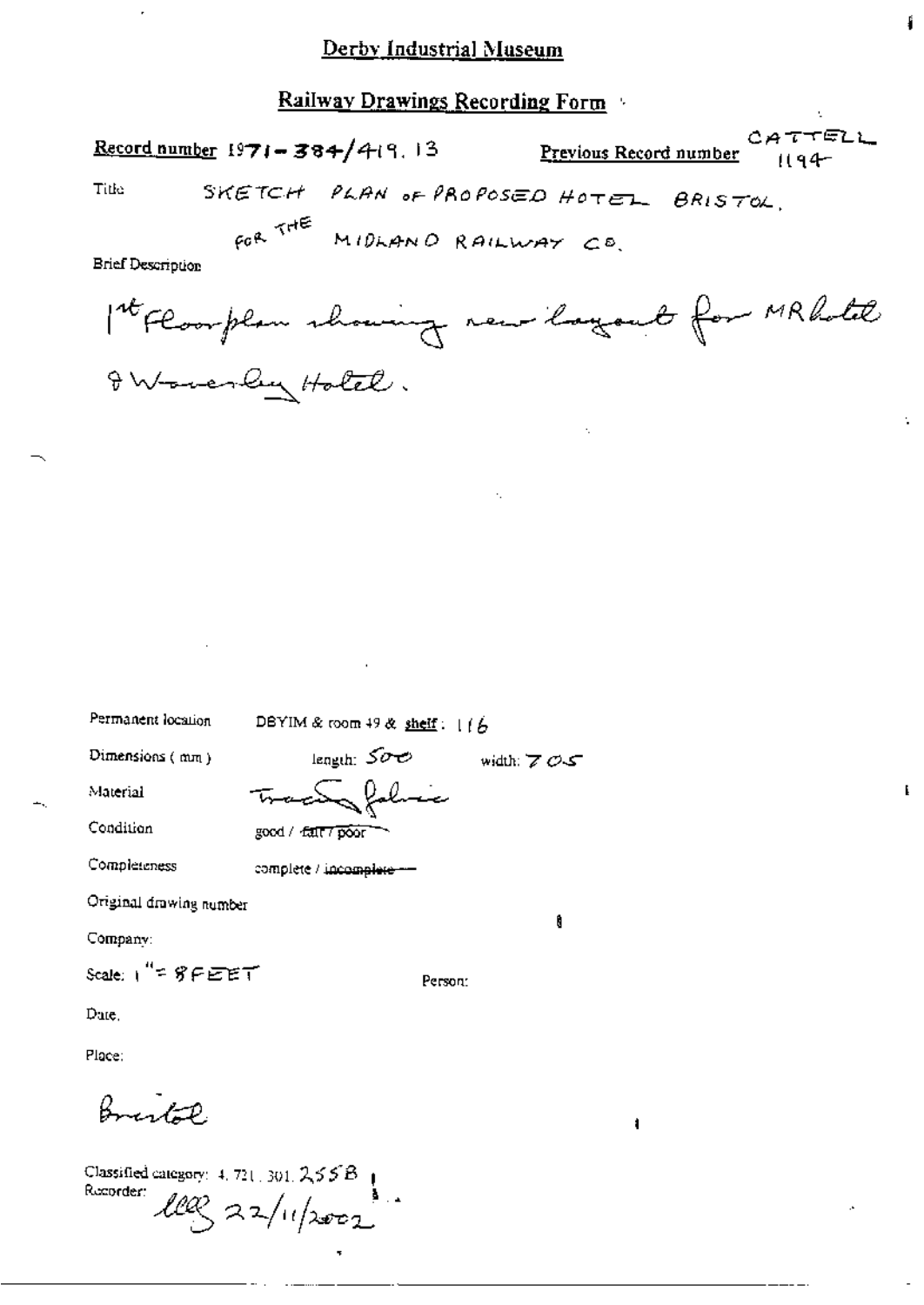# Derby Industrial Museum

## Railway Drawings Recording Form

**Record number** 1971-384/419.13 **Previous Record number** CATTELL 1194

Title SKETCH PLAN OF PROPOSED HOTEL BRISTOL, FOR THE MIDLAND RAILWAY CO.

Brief Description

1st Floor plan showing new layout for MR hotel & Waverley Hotel.

Permanent location DBYIM & room 49 & shelf: 116

Dimensions (mm) length: 500 width: 705

Material Tracing fabric

Condition good / ~~fair / poor~~

Completeness complete / ~~incomplete~~

Original drawing number

Company:

Scale: 1" = 8 FEET

Person:

Date.

Place:

Bristol

Classified category: 4.721.301.255B

Recorder: lll 22/11/2002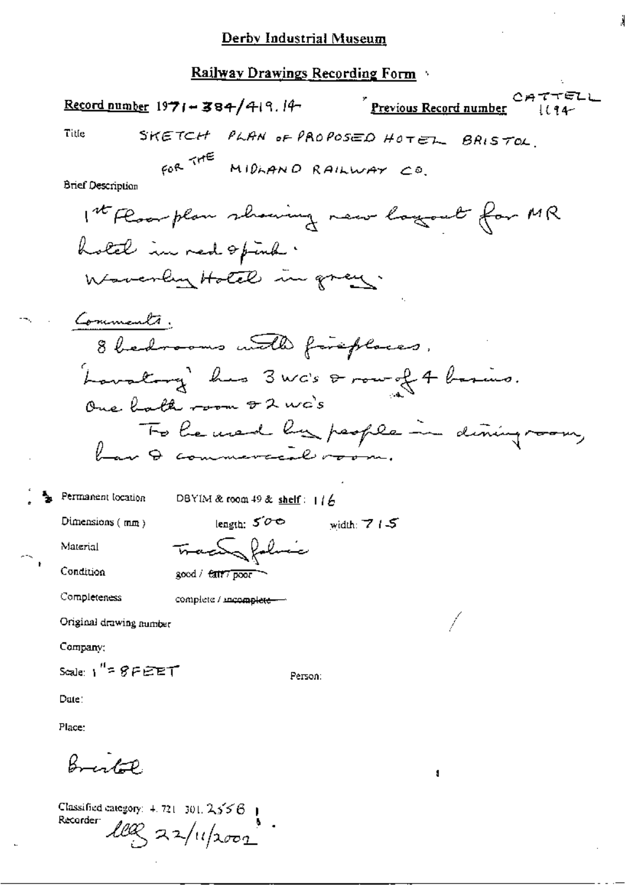## Derby Industrial Museum

### Railway Drawings Recording Form

**Record number** 1971-384/419.14 **Previous Record number** CATTELL 1194

Title SKETCH PLAN OF PROPOSED HOTEL BRISTOL. FOR THE MIDLAND RAILWAY CO.

Brief Description

1st floor plan showing new layout for MR hotel in red & pink.
Waverley Hotel in grey.

Comments.
8 bedrooms with fireplaces.
'Lavatory' has 3 wc's & row of 4 basins.
One bath room & 2 wc's
To be used by people in dining room, bar & commercial room.

Permanent location DBYIM & room 49 & shelf: 116

Dimensions (mm) length: 500 width: 715

Material Tracing fabric

Condition good / ~~fair / poor~~

Completeness complete / ~~incomplete~~

Original drawing number

Company:

Scale: 1" = 8 FEET Person:

Date:

Place:

Bristol

Classified category: 4.721 301.2556
Recorder: llg 22/11/2002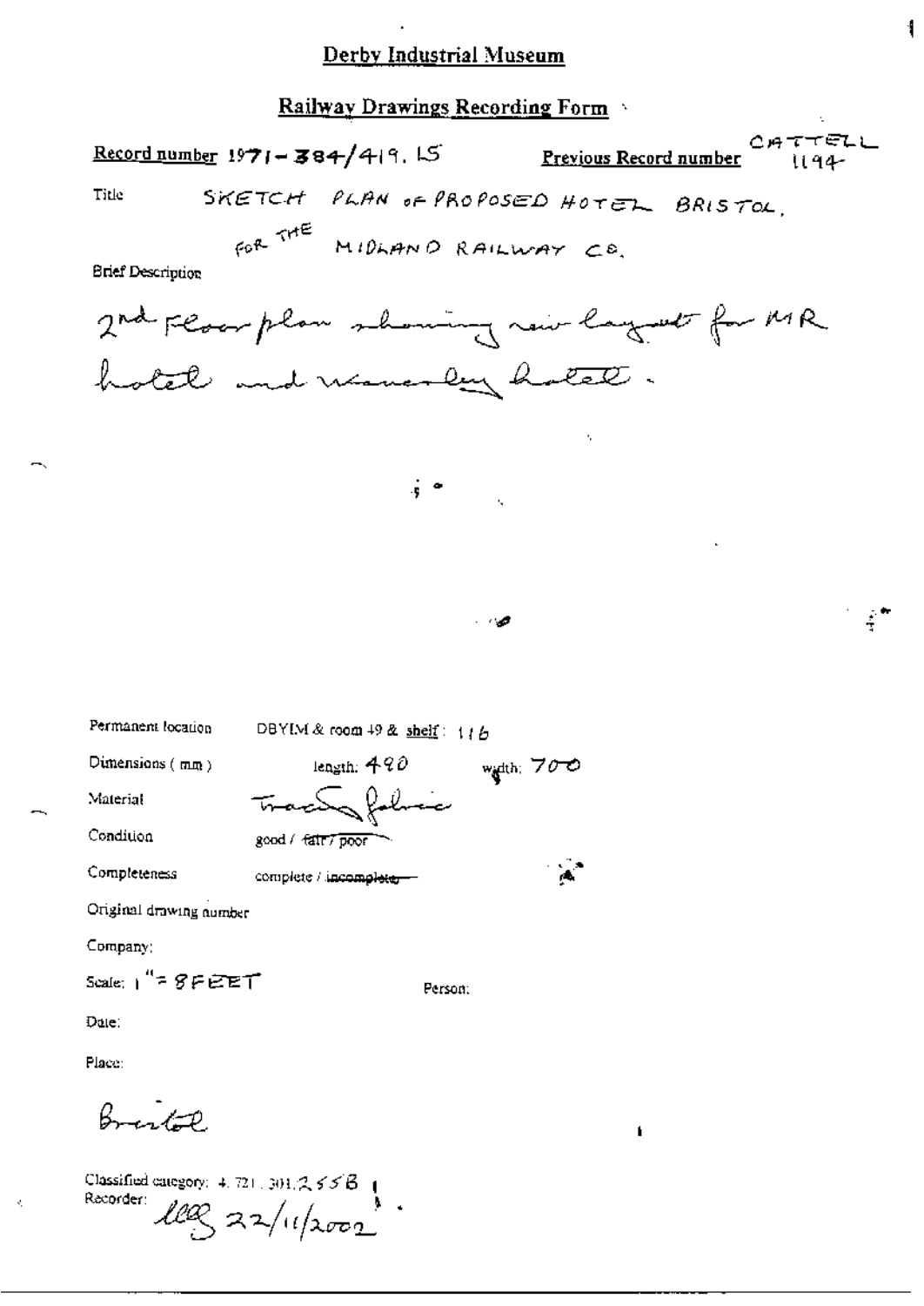# Derby Industrial Museum

## Railway Drawings Recording Form

**Record number** 1971-384/419.15 **Previous Record number** CATTELL 1194

Title SKETCH PLAN OF PROPOSED HOTEL BRISTOL. FOR THE MIDLAND RAILWAY CO.

Brief Description

2nd Floor plan showing new layout for MR hotel and Waverley hotel.

Permanent location DBYIM & room 49 & shelf: 116

Dimensions (mm) length: 490 width: 700

Material Tracing fabric

Condition good / ~~fair / poor~~

Completeness complete / ~~incomplete~~

Original drawing number

Company:

Scale: 1" = 8 FEET

Person:

Date:

Place:

Bristol

Classified category: 4.721.301.2.55B

Recorder: lll 22/11/2002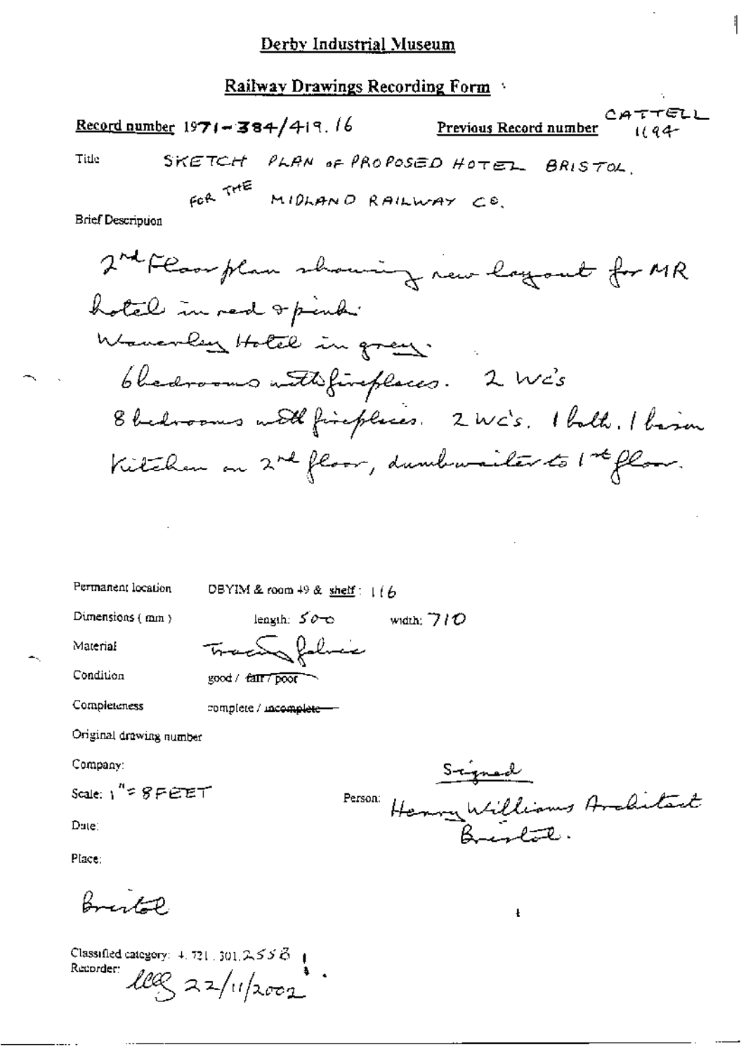# Derby Industrial Museum

## Railway Drawings Recording Form

**Record number** 1971-384/419.16 **Previous Record number** CATTELL 1194

**Title** SKETCH PLAN OF PROPOSED HOTEL BRISTOL. FOR THE MIDLAND RAILWAY CO.

**Brief Description**

2nd Floor plan showing new layout for MR hotel in red & pink.
Waverley Hotel in grey.
6 bedrooms with fireplaces. 2 WC's
8 bedrooms with fireplaces. 2 WC's. 1 bath. 1 basin
Kitchen on 2nd floor, dumbwaiter to 1st floor.

Permanent location: DBYIM & room 49 & shelf: 116

Dimensions (mm): length: 500 width: 710

Material: Tracing fabric

Condition: good / ~~fair / poor~~

Completeness: complete / ~~incomplete~~

Original drawing number:

Company:

Scale: 1" = 8 FEET

Person: Signed Henry Williams Architect Bristol.

Date:

Place: Bristol

Classified category: 4.721.301.2558

Recorder: llg 22/11/2002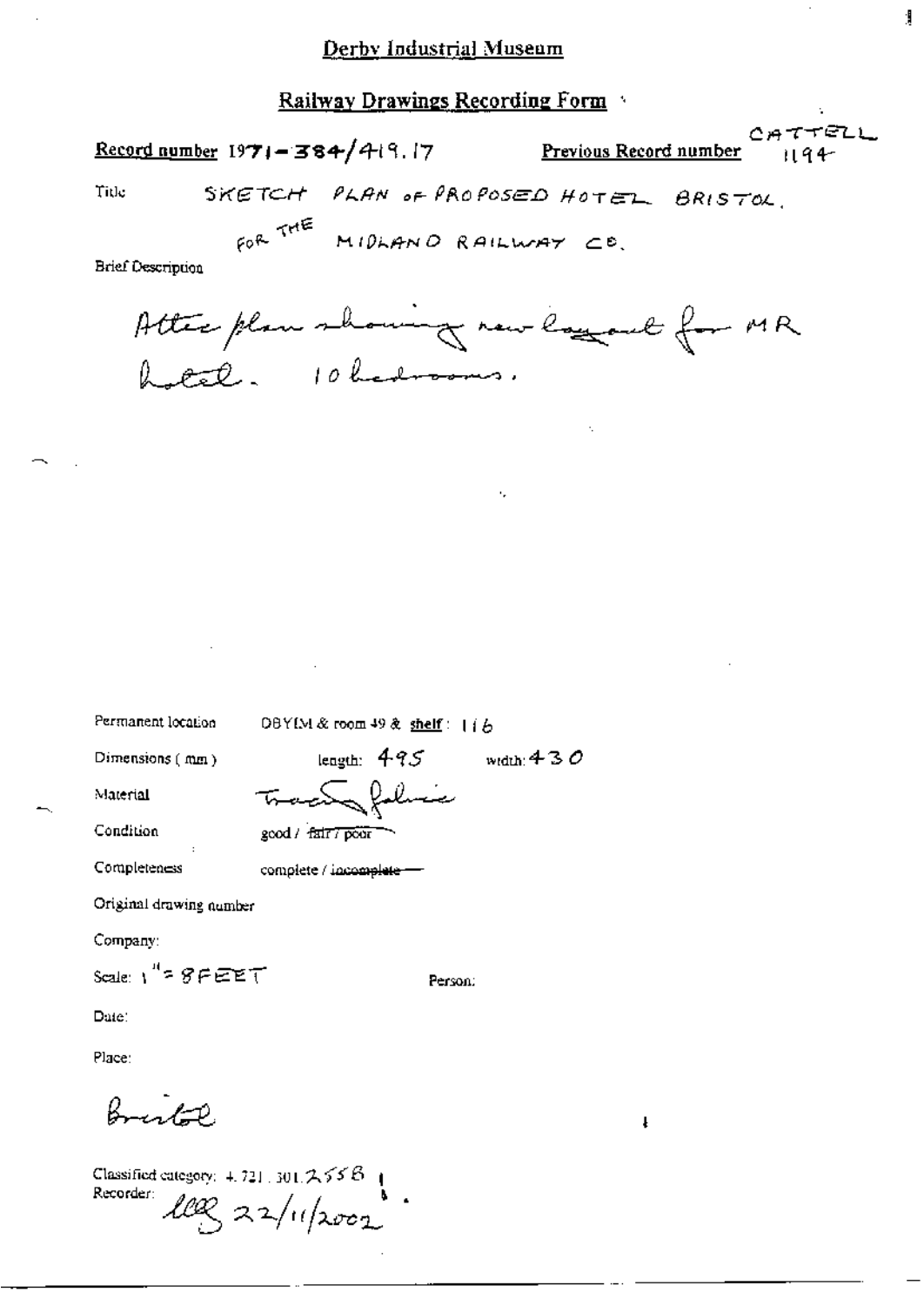# Derby Industrial Museum

## Railway Drawings Recording Form

**Record number** 1971-384/419.17 **Previous Record number** CATTELL 1194

Title SKETCH PLAN OF PROPOSED HOTEL BRISTOL. FOR THE MIDLAND RAILWAY CO.

Brief Description

Attic plan showing new layout for MR hotel. 10 bedrooms.

Permanent location DBYIM & room 49 & shelf: 116

Dimensions (mm) length: 495 width: 430

Material Tracing fabric

Condition good / ~~fair / poor~~

Completeness complete / ~~incomplete~~

Original drawing number

Company:

Scale: 1" = 8 FEET Person:

Date:

Place:

Bristol

Classified category: 4.721.301.255B

Recorder: llg 22/11/2002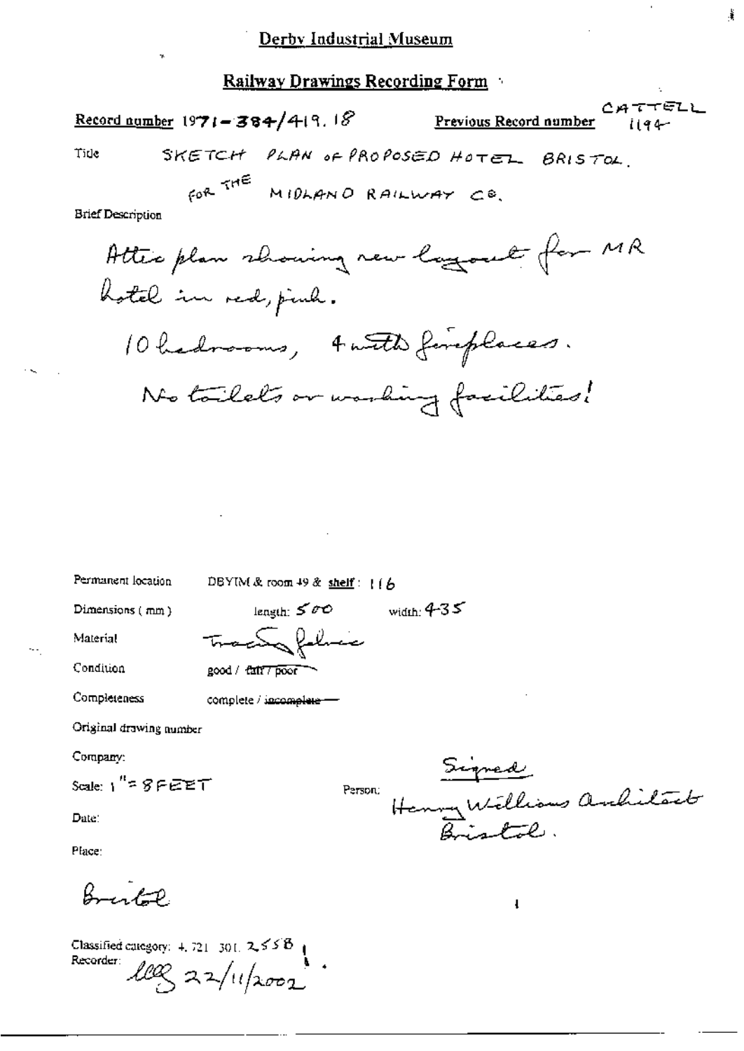# Derby Industrial Museum

## Railway Drawings Recording Form

**Record number** 1971-384/419.18 **Previous Record number** CATTELL 1194

Title SKETCH PLAN OF PROPOSED HOTEL BRISTOL. FOR THE MIDLAND RAILWAY CO.

Brief Description

Attic plan showing new layout for MR hotel in red, pink.

10 bedrooms, 4 with fireplaces.

No toilets or washing facilities!

Permanent location DBYIM & room 49 & shelf: 116

Dimensions ( mm ) length: 500 width: 435

Material Tracing fabric

Condition good / ~~fair / poor~~

Completeness complete / ~~incomplete~~

Original drawing number

Company:

Scale: 1" = 8 FEET

Person: Signed Henry Williams Architect Bristol.

Date:

Place:

Bristol

Classified category: 4. 721. 301. 2558

Recorder: lll 22/11/2002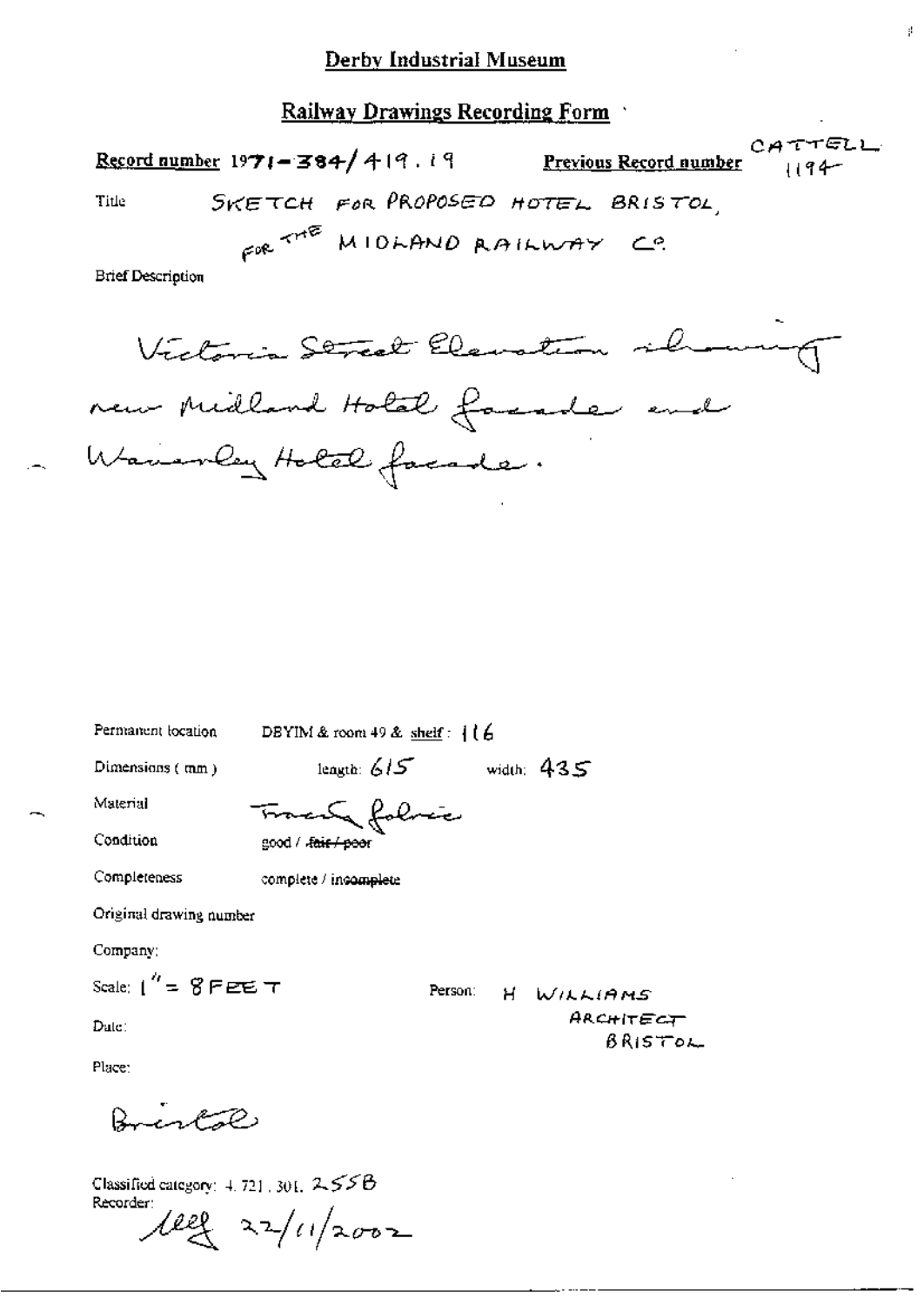# Derby Industrial Museum

## Railway Drawings Recording Form

**Record number** 1971-384/419.19 **Previous Record number** CATTELL 1194

Title: SKETCH FOR PROPOSED HOTEL BRISTOL, FOR THE MIDLAND RAILWAY Co.

Brief Description

Victoria Street Elevation showing new Midland Hotel facade and Waverley Hotel facade.

Permanent location: DBYIM & room 49 & shelf: 116

Dimensions (mm): length: 615 width: 435

Material: Tracing fabric

Condition: good / ~~fair / poor~~

Completeness: complete / ~~incomplete~~

Original drawing number

Company:

Scale: 1" = 8 FEET

Person: H WILLIAMS ARCHITECT BRISTOL

Date:

Place:

Bristol

Classified category: 4.721.301. 255B

Recorder: lleg 22/11/2002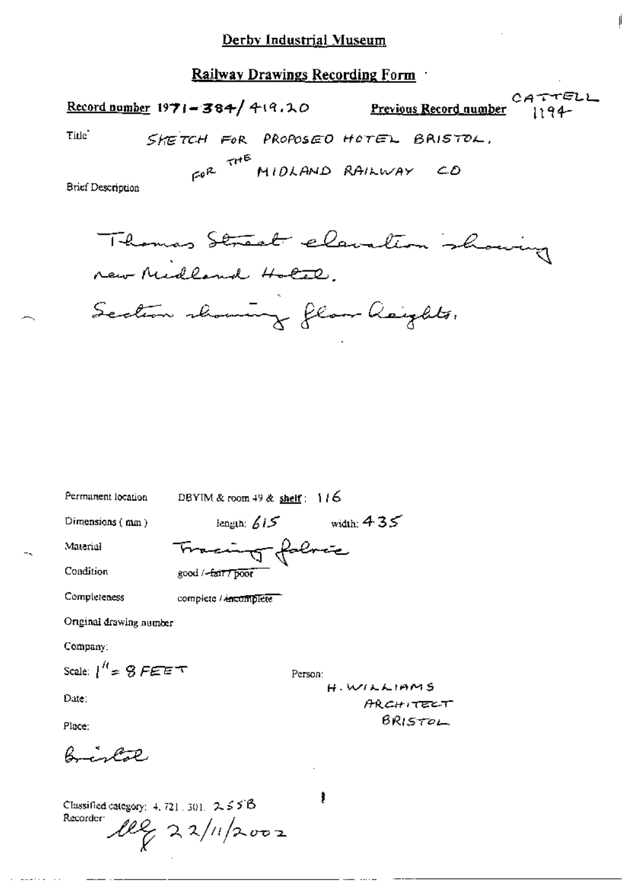# Derby Industrial Museum

## Railway Drawings Recording Form

**Record number** 1971-384/419.20 **Previous Record number** CATTELL 1194

Title: SKETCH FOR PROPOSED HOTEL BRISTOL, FOR THE MIDLAND RAILWAY CO

Brief Description

Thomas Street elevation showing new Midland Hotel.
Section showing floor heights.

Permanent location: DBYIM & room 49 & **shelf**: 116

Dimensions (mm): length: 615 width: 435

Material: Tracing fabric

Condition: good / ~~fair / poor~~

Completeness: complete / ~~incomplete~~

Original drawing number

Company:

Scale: 1" = 8 FEET

Person: H. WILLIAMS ARCHITECT BRISTOL

Date:

Place:

Bristol

Classified category: 4.721.301. 255B

Recorder: llg 22/11/2002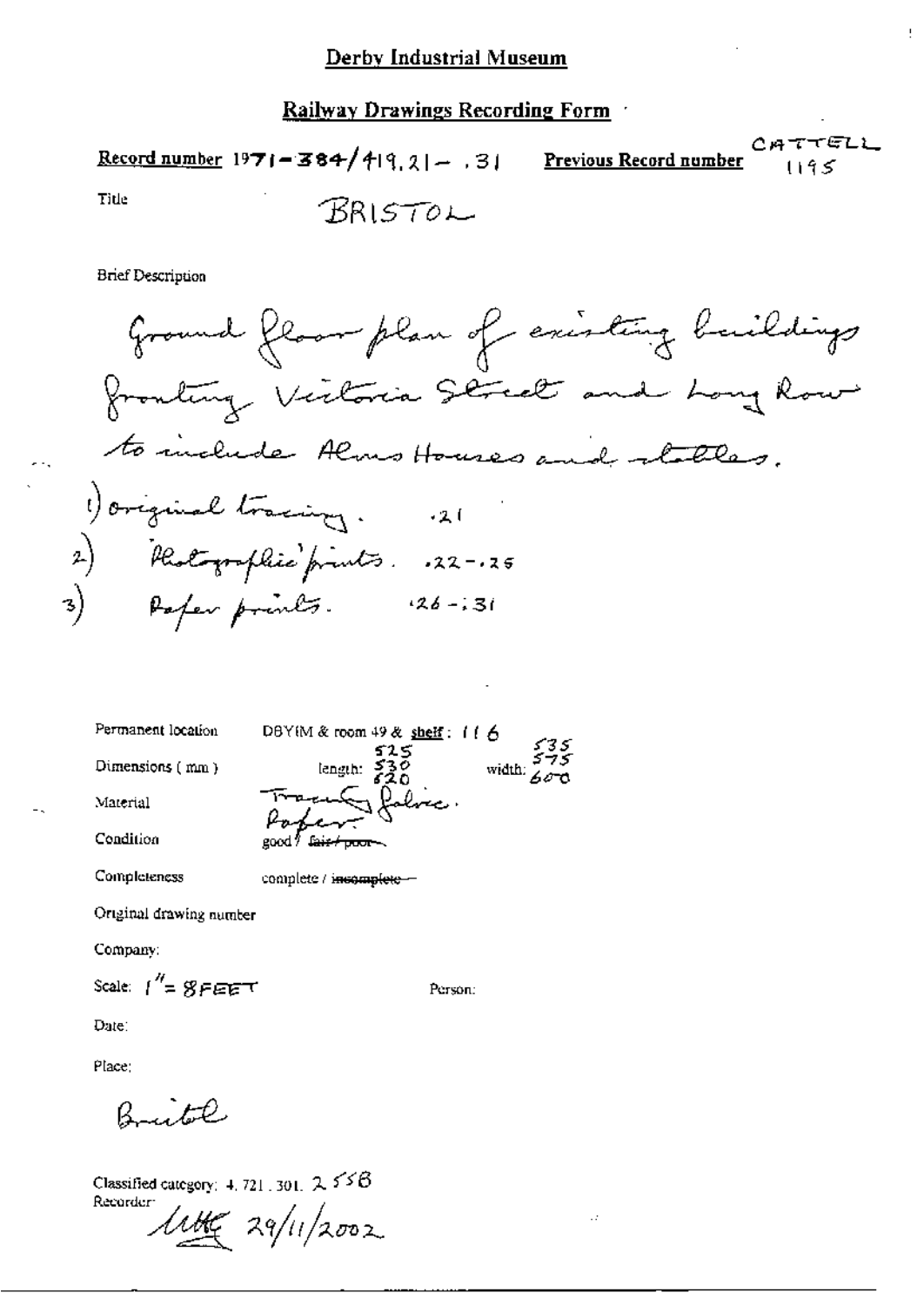# Derby Industrial Museum

## Railway Drawings Recording Form

**Record number** 1971-384/419.21 - .31 **Previous Record number** CATTELL 1195

Title BRISTOL

Brief Description

Ground floor plan of existing buildings fronting Victoria Street and Long Row to include Alms Houses and stables.

1) original tracing. .21
2) Photographic prints. .22-.25
3) Paper prints. .26-.31

Permanent location DBYIM & room 49 & shelf: 116

Dimensions (mm) length: 525 530 620 width: 535 575 600

Material Tracing fabric. Paper.

Condition good / ~~fair / poor~~

Completeness complete / ~~incomplete~~

Original drawing number

Company:

Scale: 1" = 8FEET Person:

Date:

Place:

Bristol

Classified category: 4.721.301. 2558

Recorder: [signature] 29/11/2002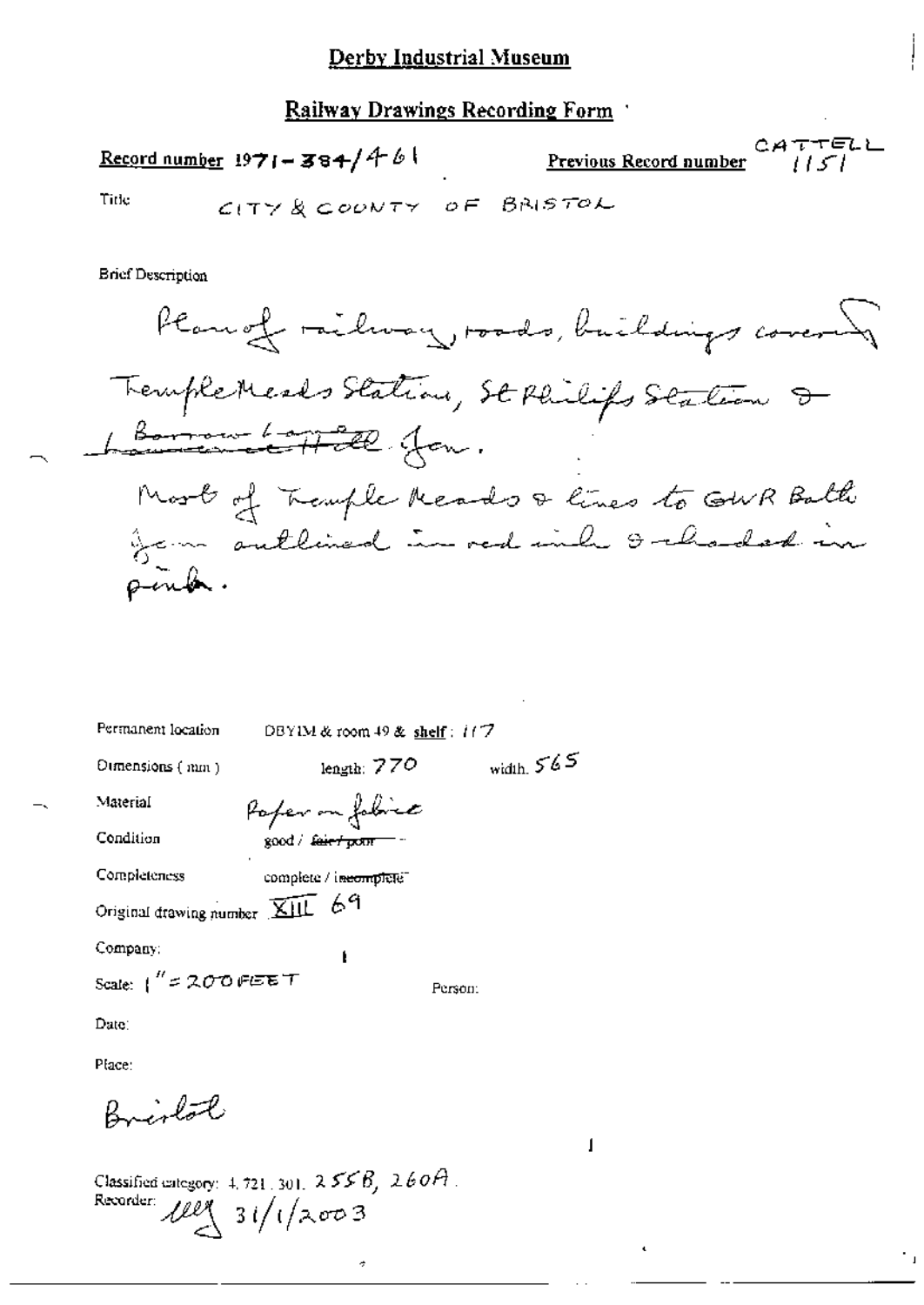# Derby Industrial Museum

## Railway Drawings Recording Form

**Record number** 1971-384/461 **Previous Record number** CATTELL 1151

Title CITY & COUNTY OF BRISTOL

Brief Description

Plan of railway, roads, buildings covering Temple Meads Station, St Philips Station & ~~Lawrence Hill~~ Barrow Lane Jcn.

Most of Temple Meads & lines to GWR Bath Jcn outlined in red ink & shaded in pink.

Permanent location DBYIM & room 49 & shelf: 117

Dimensions (mm) length: 770 width: 565

Material Paper on fabric

Condition good / ~~fair / poor~~

Completeness complete / ~~incomplete~~

Original drawing number XIII 69

Company:

Scale: 1" = 200 FEET Person:

Date:

Place:

Bristol

Classified category: 4.721.301. 255B, 260A.

Recorder: [initials] 31/1/2003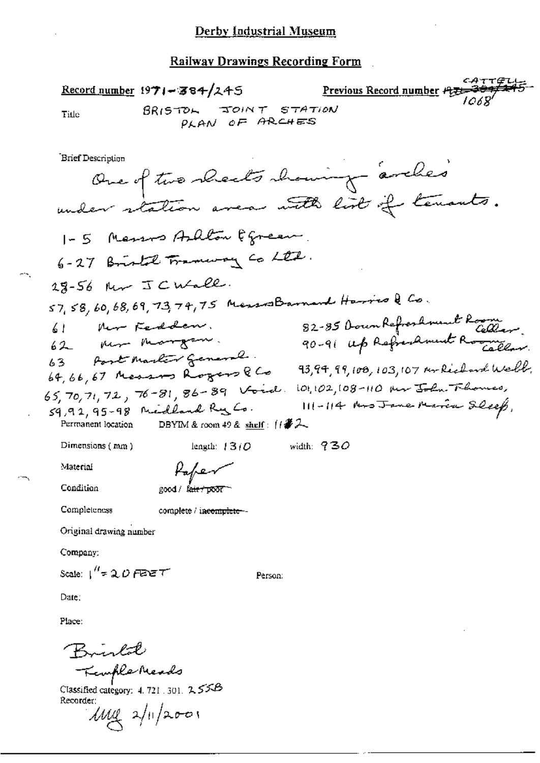# Derby Industrial Museum

## Railway Drawings Recording Form

**Record number** 1971-384/245

**Previous Record number** ~~A71-384/245~~ CATTELL 1068

**Title** BRISTOL JOINT STATION PLAN OF ARCHES

**Brief Description**

One of two sheets showing 'arches' under station area with list of tenants.

1-5 Messrs Ashton & Green.

6-27 Bristol Tramway Co Ltd.

28-56 Mr J C Wall.

57, 58, 60, 68, 69, 73, 74, 75 Messrs Barnard Harris & Co.

61 Mr Fedden.

62 Mr Morgan.

63 Post Master General.

64, 66, 67 Messrs Rogers & Co

65, 70, 71, 72, 76-81, 86-89 Void.

59, 92, 95-98 Midland Ry Co.

82-85 Down Refreshment Room Cellar.

90-91 up Refreshment Room Cellar.

93, 94, 99, 100, 103, 107 Mr Richard Webb,

101, 102, 108-110 Mr John Thomas,

111-114 Mrs Jane Maria Sleep,

**Permanent location** DBYIM & room 49 & shelf: 11#2

**Dimensions ( mm )** length: 1310 width: 930

**Material** Paper

**Condition** good / ~~fair / poor~~

**Completeness** complete / ~~incomplete~~

**Original drawing number**

**Company:**

**Scale:** 1" = 20 FEET

**Person:**

**Date:**

**Place:**

Bristol

Temple Meads

Classified category: 4. 721. 301. 255B

**Recorder:**

MLG 2/11/2001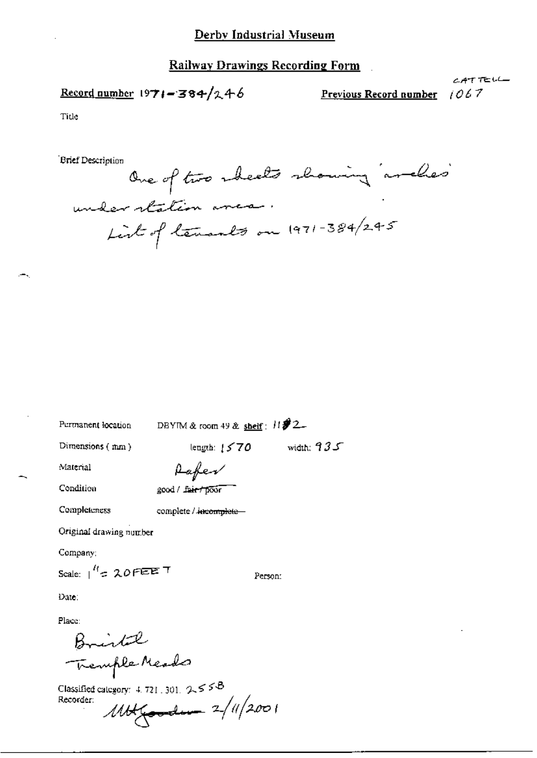# Derby Industrial Museum

## Railway Drawings Recording Form

**Record number** 1971-384/246

CATTELL

**Previous Record number** 1067

Title

Brief Description

One of two sheets showing 'arches' under station area.
List of tenants on 1971-384/245

Permanent location DBYIM & room 49 & **shelf**: 11/2

Dimensions (mm) length: 1570 width: 935

Material Paper

Condition good / ~~fair / poor~~

Completeness complete / ~~incomplete~~

Original drawing number

Company:

Scale: 1" = 20 FEET

Person:

Date:

Place:

Bristol
Temple Meads

Classified category: 4.721.301. 2558

Recorder: MH Gooden 2/11/2001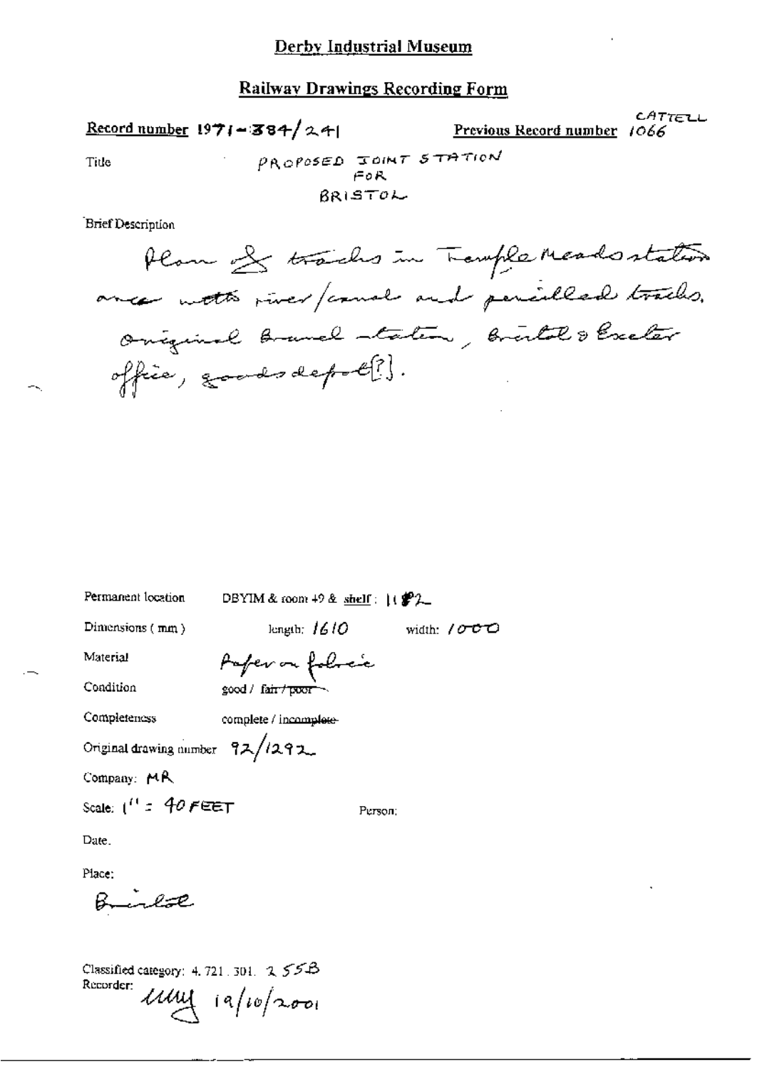# Derby Industrial Museum

## Railway Drawings Recording Form

**Record number** 1971-384/241 **Previous Record number** CATTELL 1066

Title PROPOSED JOINT STATION FOR BRISTOL

Brief Description

Plan of tracks in Temple Meads station area with river/canal and pencilled tracks, original Brunel station, Bristol & Exeter office, goods depot[?].

Permanent location DBYIM & room 49 & shelf: 11&2

Dimensions (mm) length: 1610 width: 1000

Material Paper on fabric

Condition good / ~~fair / poor~~

Completeness complete / ~~incomplete~~

Original drawing number 92/1292

Company: MR

Scale: 1" = 40 FEET Person:

Date.

Place:

Bristol

Classified category: 4.721.301. 2.55B

Recorder: ulluy 19/10/2001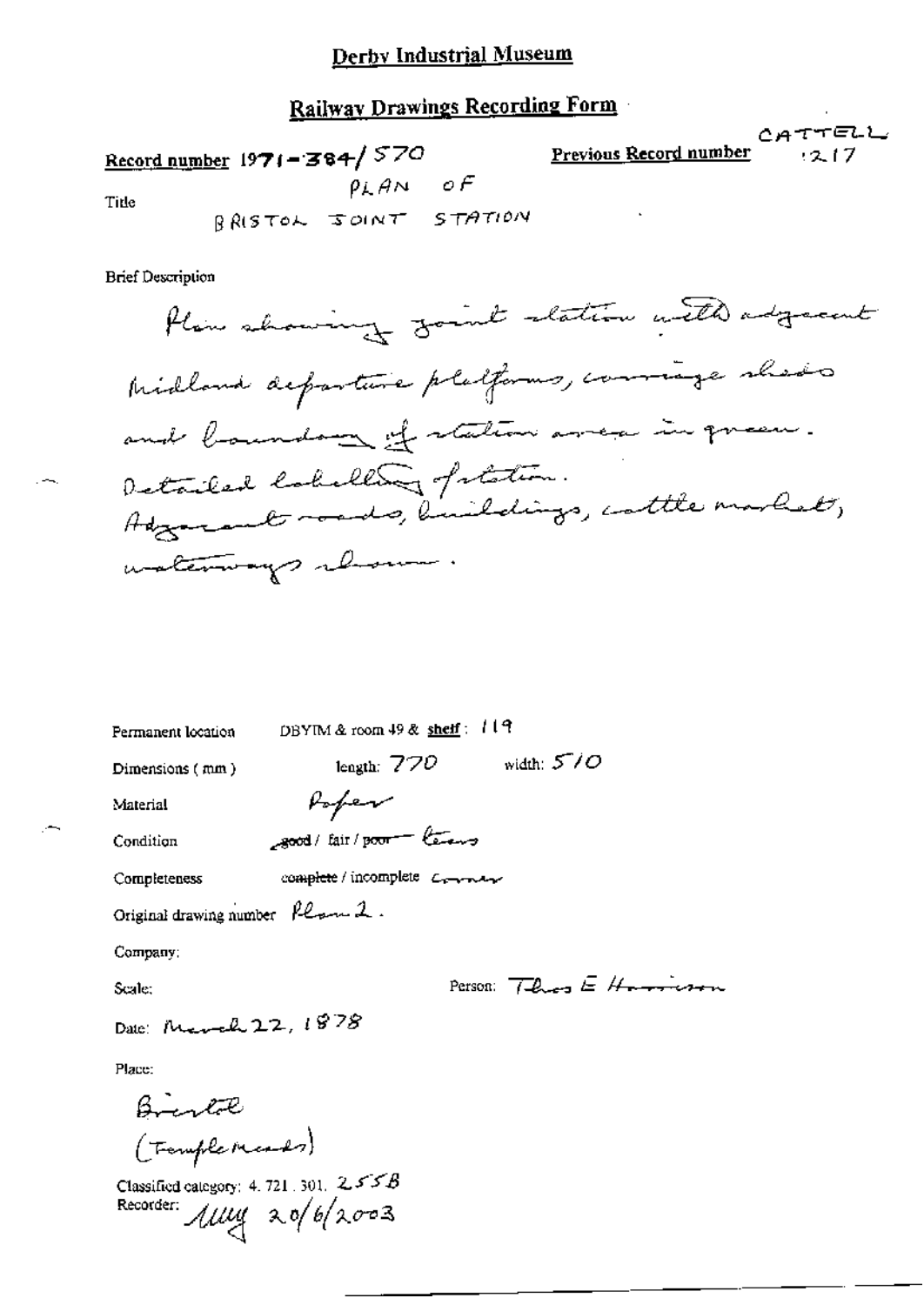# Derby Industrial Museum

## Railway Drawings Recording Form

**Record number** 1971-384/570

**Previous Record number** CATTELL 1217

Title: PLAN OF BRISTOL JOINT STATION

Brief Description

Plan showing joint station with adjacent Midland departure platforms, carriage sheds and boundary of station area in green. Detailed labelling of station. Adjacent roads, buildings, cattle market, waterways shown.

Permanent location: DBYIM & room 49 & **shelf**: 119

Dimensions (mm): length: 770 width: 510

Material: Paper

Condition: good / fair / poor — tears

Completeness: complete / incomplete Corner

Original drawing number: Plan 2.

Company:

Scale:

Person: Thos E Harrison

Date: March 22, 1878

Place:

Bristol (Temple Meads)

Classified category: 4. 721. 301. 255B

Recorder: MMG 20/6/2003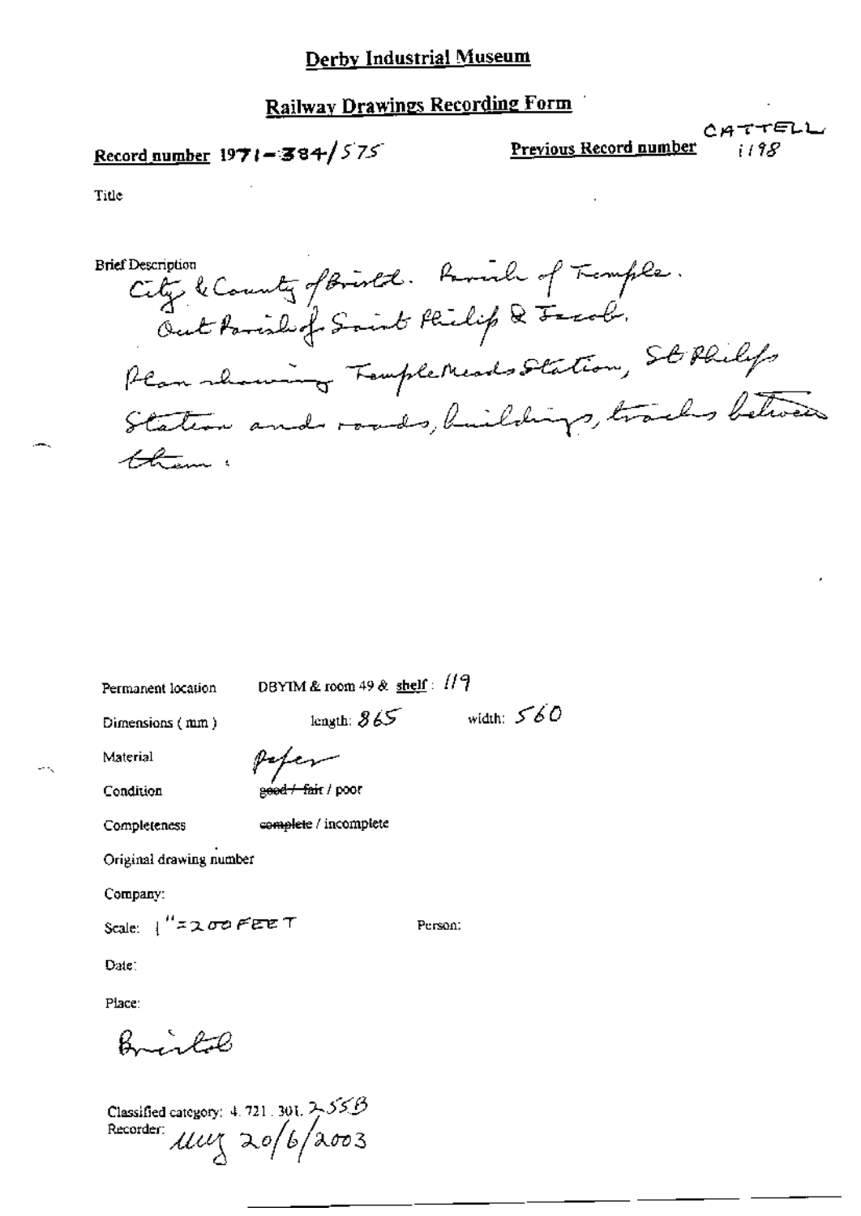# Derby Industrial Museum

## Railway Drawings Recording Form

**Record number** 1971-384/575

**Previous Record number** CATTELL 1198

Title

Brief Description
City & County of Bristol. Parish of Temple.
Out Parish of Saint Philip & Jacob.
Plan showing Temple Meads Station, St Philips Station and roads, buildings, tracks between them.

Permanent location DBYIM & room 49 & shelf: 119

Dimensions (mm) length: 865 width: 560

Material Paper

Condition ~~good / fair~~ / poor

Completeness ~~complete~~ / incomplete

Original drawing number

Company:

Scale: 1" = 200 FEET

Person:

Date:

Place:

Bristol

Classified category: 4.721.301. 255B

Recorder: MUG 20/6/2003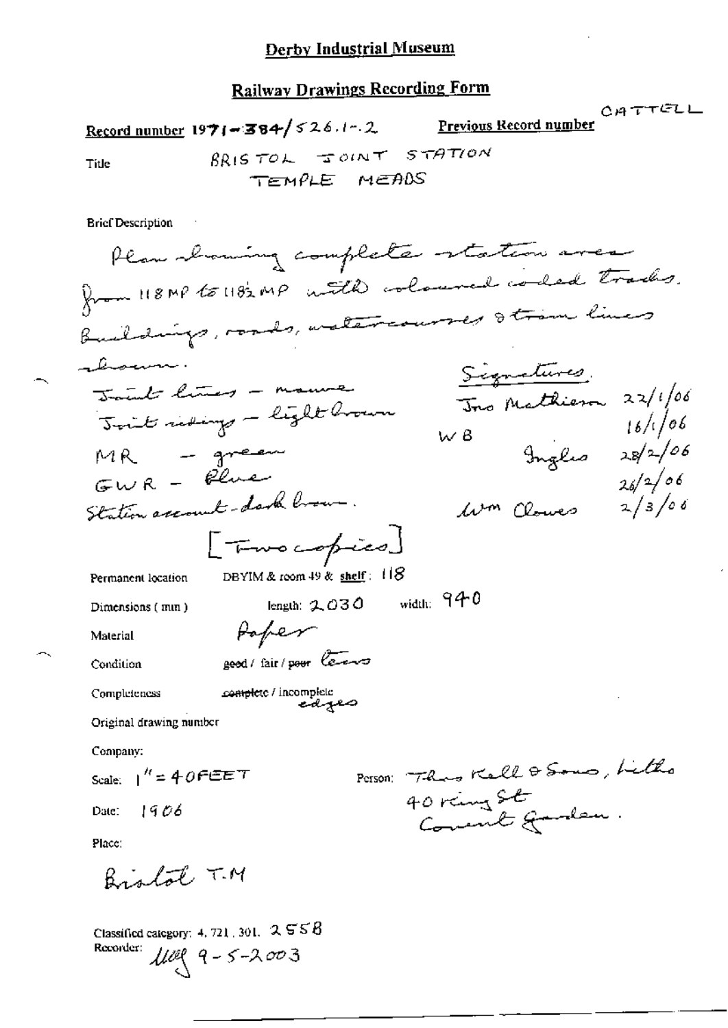# Derby Industrial Museum

## Railway Drawings Recording Form

CATTELL

**Record number** 1971-384/526.1-.2 **Previous Record number**

Title BRISTOL JOINT STATION TEMPLE MEADS

Brief Description

Plan showing complete station area from 118 MP to 118½ MP with coloured coded tracks. Buildings, roads, watercourses & tram lines shown.

Joint lines – mauve
Joint sidings – light brown
MR – green
GWR – blue
Station account - dark brown.

Signatures.
Jno Mathieson 22/1/06
W B 16/1/06
Inglis 28/2/06
26/2/06
Wm Clowes 2/3/06

[Two copies]

Permanent location DBYIM & room 49 & shelf: 118

Dimensions (mm) length: 2,030 width: 940

Material Paper

Condition ~~good~~ / fair / ~~poor~~ tears

Completeness ~~complete~~ / incomplete edges

Original drawing number

Company:

Scale: 1" = 40FEET

Person: Thos Kell & Sons, Litho 40 King St Covent Garden.

Date: 1906

Place:

Bristol T.M

Classified category: 4, 721, 301, 2558
Recorder: [initials] 9-5-2003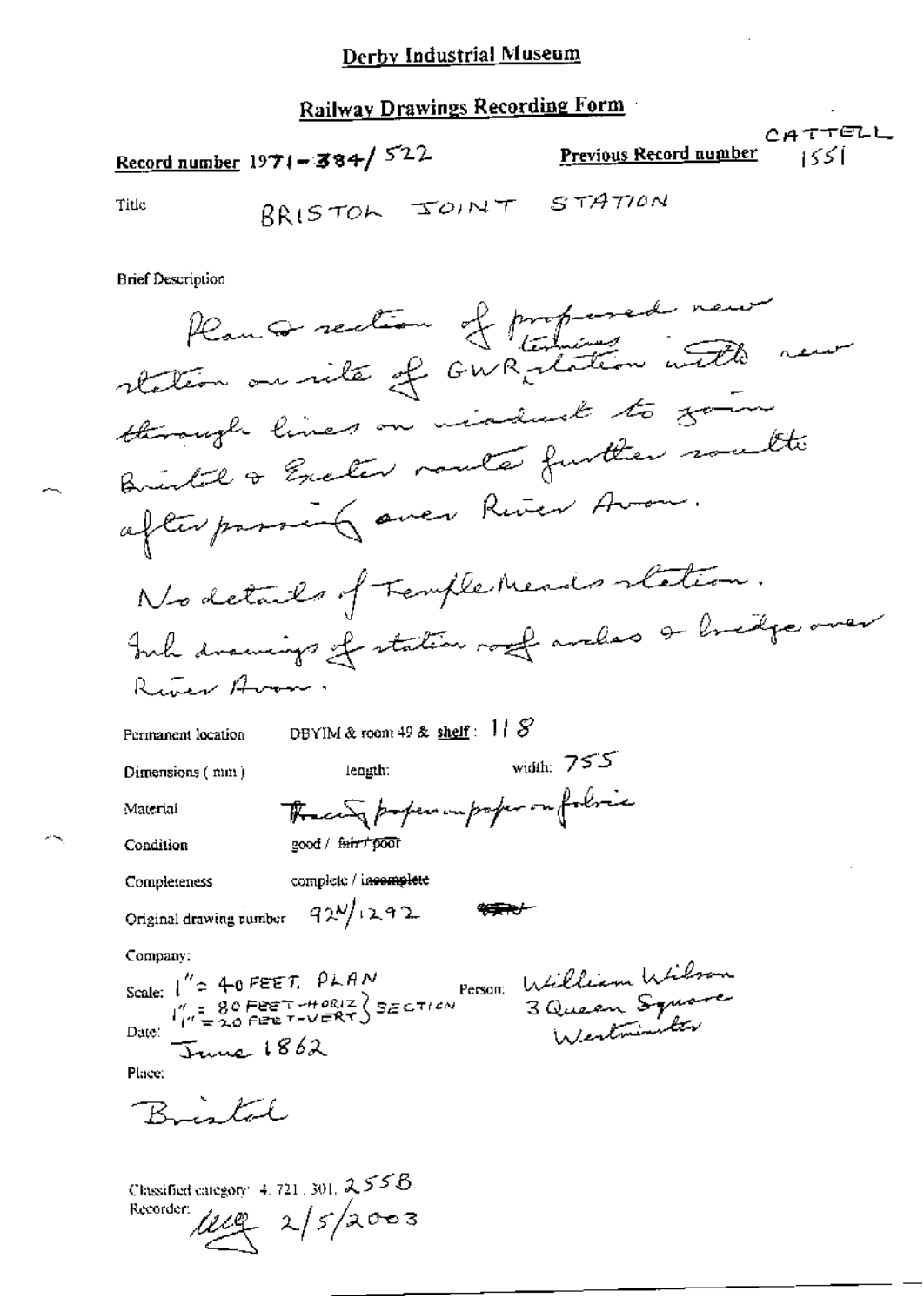# Derby Industrial Museum

## Railway Drawings Recording Form

**Record number** 1971-384/522

**Previous Record number** CATTELL 1551

**Title** BRISTOL JOINT STATION

**Brief Description**

Plan & section of proposed new terminus station on site of GWR station with new through lines on viaduct to join Bristol & Exeter route further south after passing over River Avon.
No details of Temple Meads station.
Ink drawings of station roof arches & bridge over River Avon.

**Permanent location** DBYIM & room 49 & shelf: 118

**Dimensions (mm)** length: width: 755

**Material** Tracing paper on paper on fabric

**Condition** good / ~~fair / poor~~

**Completeness** complete / ~~incomplete~~

**Original drawing number** 92N/1292

**Company:**

**Scale:** 1" = 40 FEET. PLAN; 1" = 80 FEET-HORIZ, 1" = 20 FEET-VERT } SECTION

**Person:** William Wilson, 3 Queen Square, Westminster

**Date:** June 1862

**Place:** Bristol

Classified category: 4. 721. 301. 255B

Recorder: [initials] 2/5/2003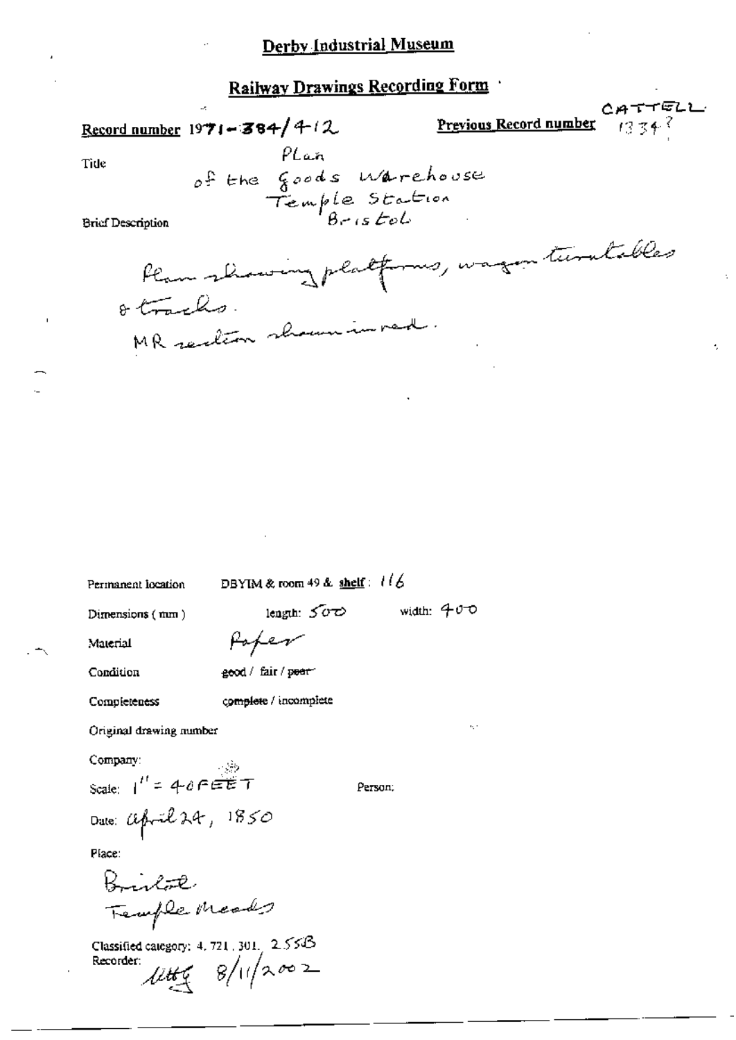# Derby Industrial Museum

## Railway Drawings Recording Form

**Record number** 1971-384/4-12

**Previous Record number** CATTELL 1334?

Title

Plan
of the Goods Warehouse
Temple Station
Bristol

Brief Description

Plan showing platforms, wagon turntables & tracks.
MR section shown in red.

Permanent location DBYIM & room 49 & **shelf**: 116

Dimensions (mm) length: 500 width: 400

Material Paper

Condition ~~good~~ / fair / ~~poor~~

Completeness complete / incomplete

Original drawing number

Company:

Scale: 1" = 40 FEET

Person:

Date: April 24, 1850

Place:

Bristol
Temple Meads

Classified category: 4, 721, 301, 2.55B

Recorder: Utt 8/11/2002